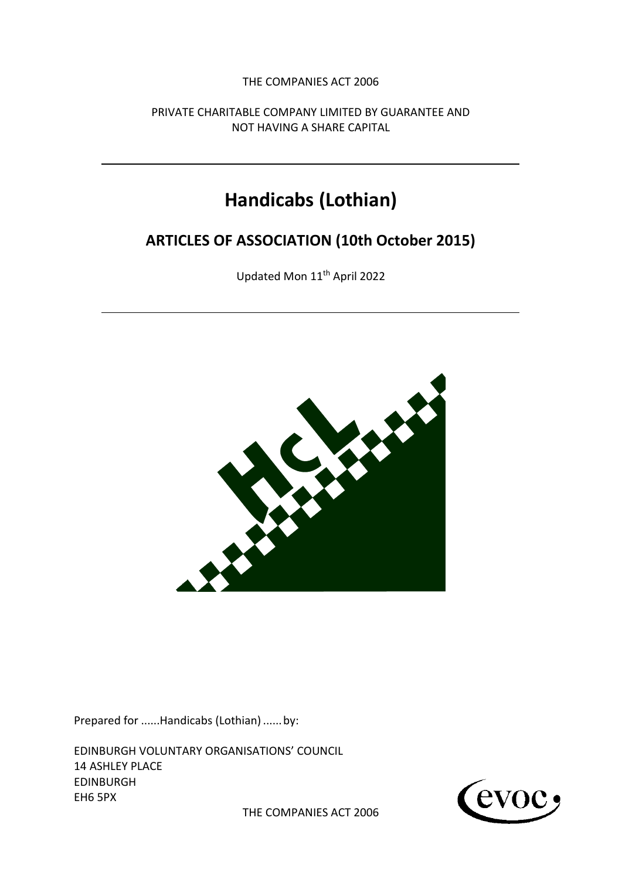THE COMPANIES ACT 2006

PRIVATE CHARITABLE COMPANY LIMITED BY GUARANTEE AND NOT HAVING A SHARE CAPITAL

---

# Handicabs (Lothian)

## ARTICLES OF ASSOCIATION (10th October 2015)

Updated Mon 11th April 2022

---

Prepared for ......Handicabs (Lothian)...... by:

EDINBURGH VOLUNTARY ORGANISATIONS' COUNCIL
14 ASHLEY PLACE
EDINBURGH
EH6 5PX

THE COMPANIES ACT 2006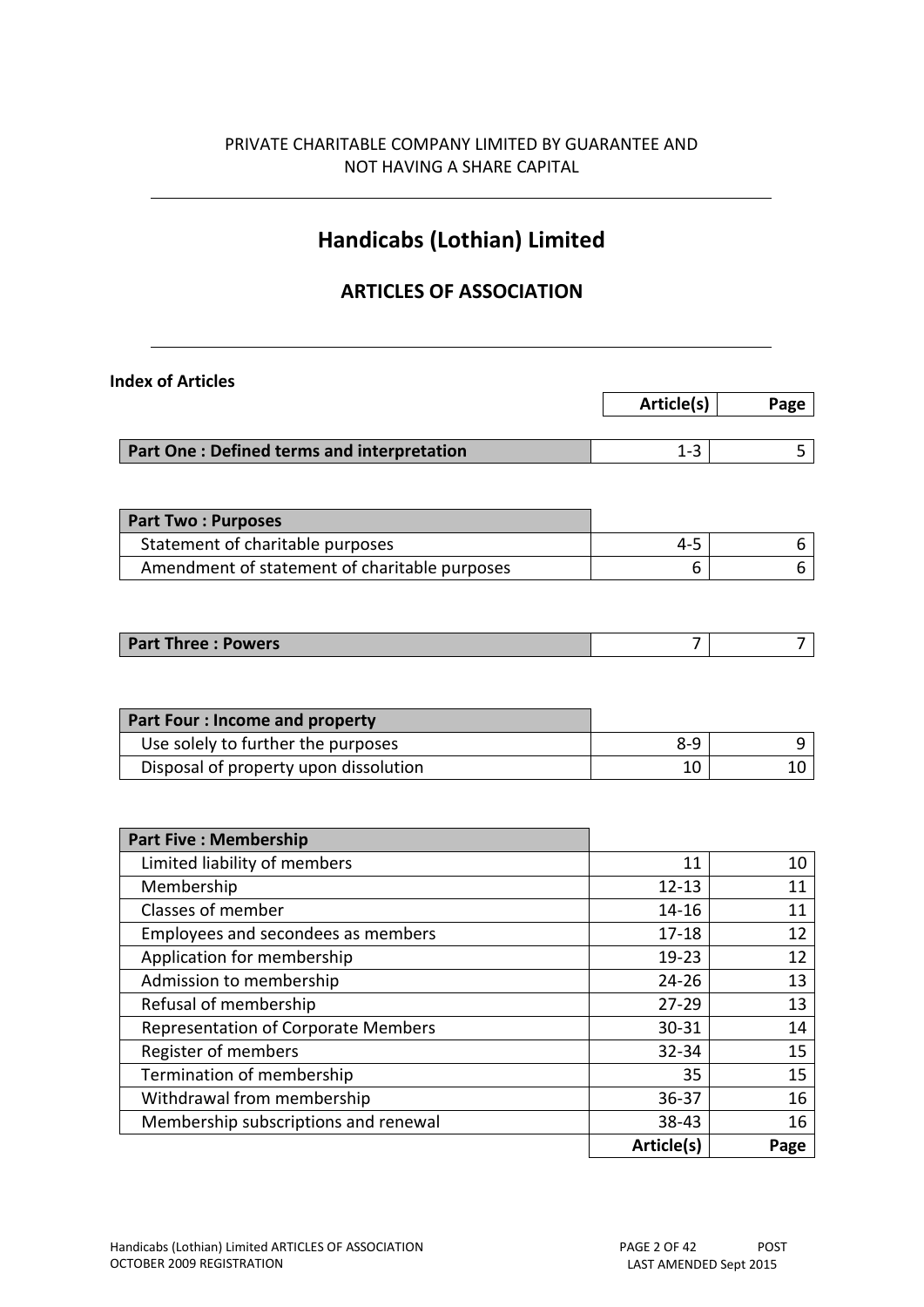PRIVATE CHARITABLE COMPANY LIMITED BY GUARANTEE AND NOT HAVING A SHARE CAPITAL

# Handicabs (Lothian) Limited

## ARTICLES OF ASSOCIATION

**Index of Articles**

| | Article(s) | Page |
|---|---|---|
| **Part One : Defined terms and interpretation** | 1-3 | 5 |
| | | |
| **Part Two : Purposes** | | |
| Statement of charitable purposes | 4-5 | 6 |
| Amendment of statement of charitable purposes | 6 | 6 |
| | | |
| **Part Three : Powers** | 7 | 7 |
| | | |
| **Part Four : Income and property** | | |
| Use solely to further the purposes | 8-9 | 9 |
| Disposal of property upon dissolution | 10 | 10 |
| | | |
| **Part Five : Membership** | | |
| Limited liability of members | 11 | 10 |
| Membership | 12-13 | 11 |
| Classes of member | 14-16 | 11 |
| Employees and secondees as members | 17-18 | 12 |
| Application for membership | 19-23 | 12 |
| Admission to membership | 24-26 | 13 |
| Refusal of membership | 27-29 | 13 |
| Representation of Corporate Members | 30-31 | 14 |
| Register of members | 32-34 | 15 |
| Termination of membership | 35 | 15 |
| Withdrawal from membership | 36-37 | 16 |
| Membership subscriptions and renewal | 38-43 | 16 |
| | **Article(s)** | **Page** |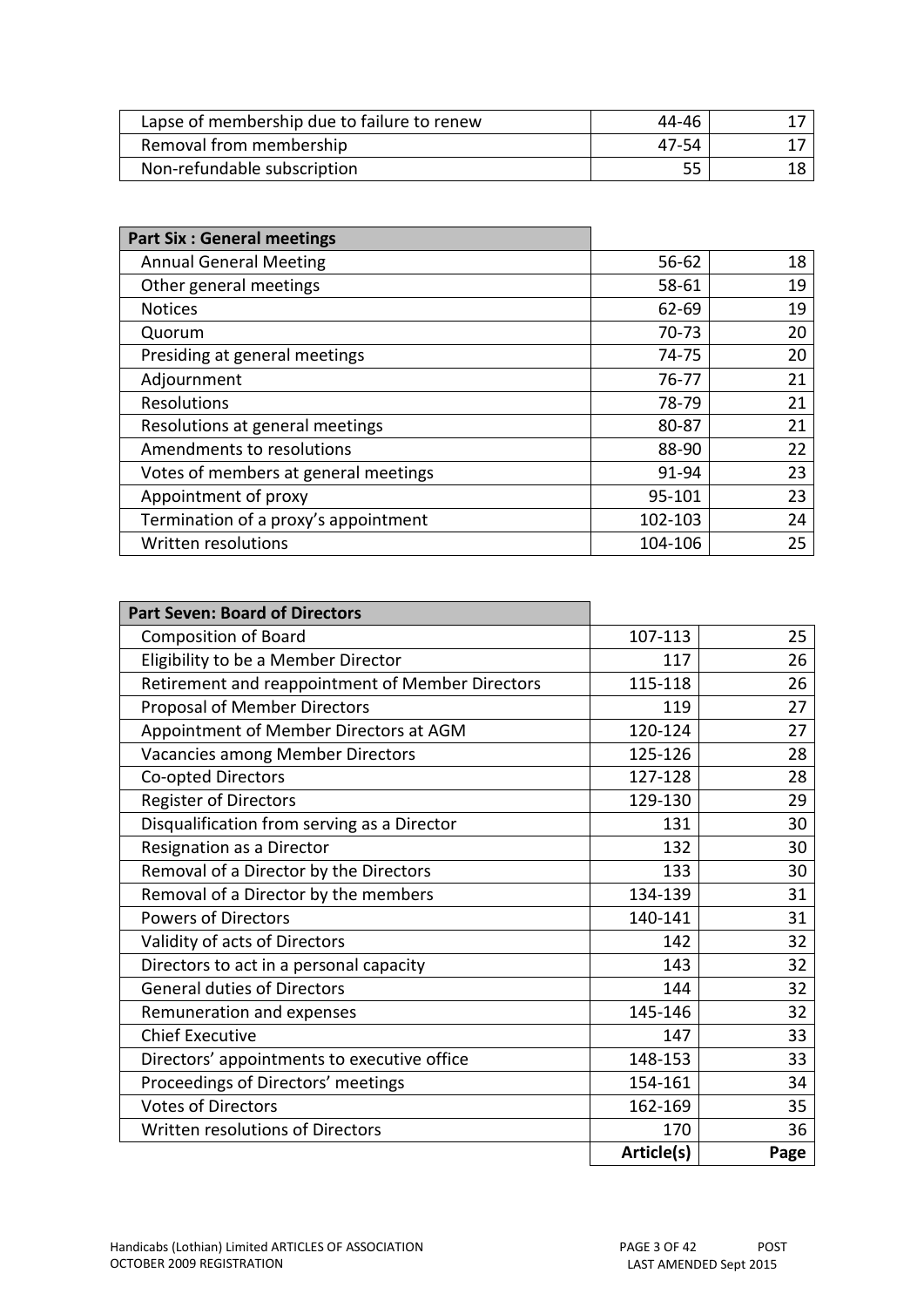| | | |
|---|---|---|
| Lapse of membership due to failure to renew | 44-46 | 17 |
| Removal from membership | 47-54 | 17 |
| Non-refundable subscription | 55 | 18 |

| **Part Six : General meetings** | | |
|---|---|---|
| Annual General Meeting | 56-62 | 18 |
| Other general meetings | 58-61 | 19 |
| Notices | 62-69 | 19 |
| Quorum | 70-73 | 20 |
| Presiding at general meetings | 74-75 | 20 |
| Adjournment | 76-77 | 21 |
| Resolutions | 78-79 | 21 |
| Resolutions at general meetings | 80-87 | 21 |
| Amendments to resolutions | 88-90 | 22 |
| Votes of members at general meetings | 91-94 | 23 |
| Appointment of proxy | 95-101 | 23 |
| Termination of a proxy's appointment | 102-103 | 24 |
| Written resolutions | 104-106 | 25 |

| **Part Seven: Board of Directors** | | |
|---|---|---|
| Composition of Board | 107-113 | 25 |
| Eligibility to be a Member Director | 117 | 26 |
| Retirement and reappointment of Member Directors | 115-118 | 26 |
| Proposal of Member Directors | 119 | 27 |
| Appointment of Member Directors at AGM | 120-124 | 27 |
| Vacancies among Member Directors | 125-126 | 28 |
| Co-opted Directors | 127-128 | 28 |
| Register of Directors | 129-130 | 29 |
| Disqualification from serving as a Director | 131 | 30 |
| Resignation as a Director | 132 | 30 |
| Removal of a Director by the Directors | 133 | 30 |
| Removal of a Director by the members | 134-139 | 31 |
| Powers of Directors | 140-141 | 31 |
| Validity of acts of Directors | 142 | 32 |
| Directors to act in a personal capacity | 143 | 32 |
| General duties of Directors | 144 | 32 |
| Remuneration and expenses | 145-146 | 32 |
| Chief Executive | 147 | 33 |
| Directors' appointments to executive office | 148-153 | 33 |
| Proceedings of Directors' meetings | 154-161 | 34 |
| Votes of Directors | 162-169 | 35 |
| Written resolutions of Directors | 170 | 36 |
| | **Article(s)** | **Page** |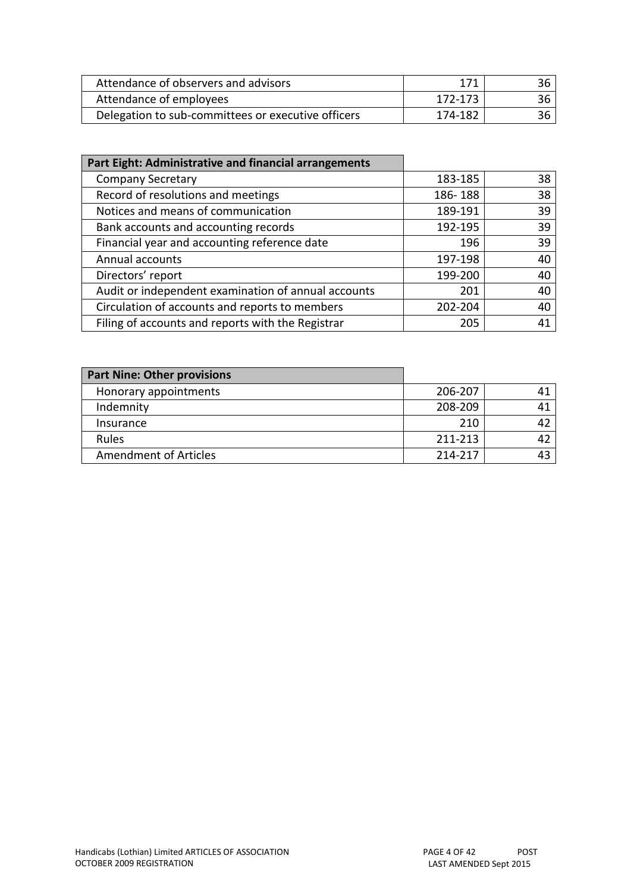| | | |
|---|---|---|
| Attendance of observers and advisors | 171 | 36 |
| Attendance of employees | 172-173 | 36 |
| Delegation to sub-committees or executive officers | 174-182 | 36 |

| **Part Eight: Administrative and financial arrangements** | | |
|---|---|---|
| Company Secretary | 183-185 | 38 |
| Record of resolutions and meetings | 186- 188 | 38 |
| Notices and means of communication | 189-191 | 39 |
| Bank accounts and accounting records | 192-195 | 39 |
| Financial year and accounting reference date | 196 | 39 |
| Annual accounts | 197-198 | 40 |
| Directors' report | 199-200 | 40 |
| Audit or independent examination of annual accounts | 201 | 40 |
| Circulation of accounts and reports to members | 202-204 | 40 |
| Filing of accounts and reports with the Registrar | 205 | 41 |

| **Part Nine: Other provisions** | | |
|---|---|---|
| Honorary appointments | 206-207 | 41 |
| Indemnity | 208-209 | 41 |
| Insurance | 210 | 42 |
| Rules | 211-213 | 42 |
| Amendment of Articles | 214-217 | 43 |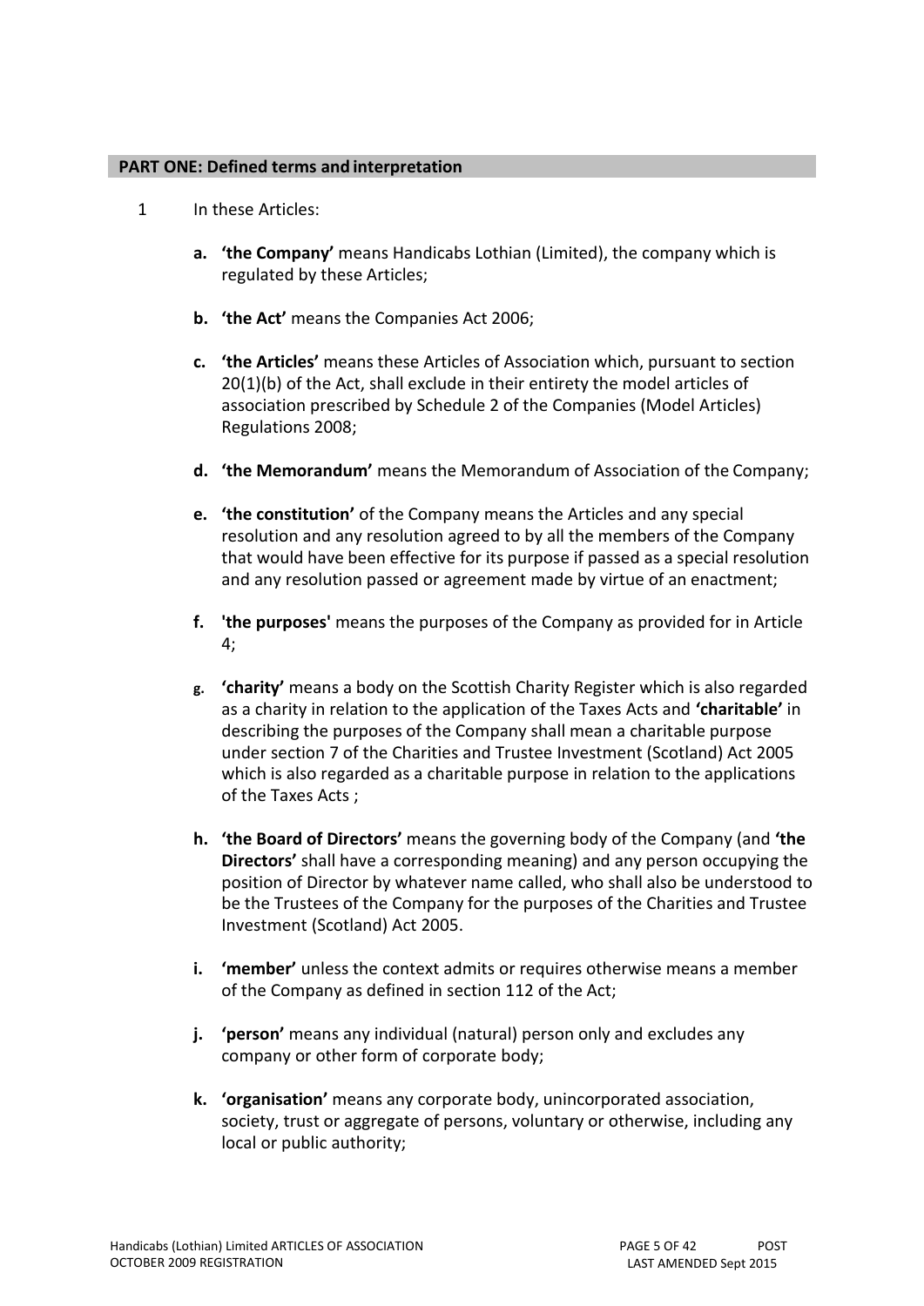## PART ONE: Defined terms and interpretation

1 In these Articles:

   a. **'the Company'** means Handicabs Lothian (Limited), the company which is regulated by these Articles;

   b. **'the Act'** means the Companies Act 2006;

   c. **'the Articles'** means these Articles of Association which, pursuant to section 20(1)(b) of the Act, shall exclude in their entirety the model articles of association prescribed by Schedule 2 of the Companies (Model Articles) Regulations 2008;

   d. **'the Memorandum'** means the Memorandum of Association of the Company;

   e. **'the constitution'** of the Company means the Articles and any special resolution and any resolution agreed to by all the members of the Company that would have been effective for its purpose if passed as a special resolution and any resolution passed or agreement made by virtue of an enactment;

   f. **'the purposes'** means the purposes of the Company as provided for in Article 4;

   g. **'charity'** means a body on the Scottish Charity Register which is also regarded as a charity in relation to the application of the Taxes Acts and **'charitable'** in describing the purposes of the Company shall mean a charitable purpose under section 7 of the Charities and Trustee Investment (Scotland) Act 2005 which is also regarded as a charitable purpose in relation to the applications of the Taxes Acts ;

   h. **'the Board of Directors'** means the governing body of the Company (and **'the Directors'** shall have a corresponding meaning) and any person occupying the position of Director by whatever name called, who shall also be understood to be the Trustees of the Company for the purposes of the Charities and Trustee Investment (Scotland) Act 2005.

   i. **'member'** unless the context admits or requires otherwise means a member of the Company as defined in section 112 of the Act;

   j. **'person'** means any individual (natural) person only and excludes any company or other form of corporate body;

   k. **'organisation'** means any corporate body, unincorporated association, society, trust or aggregate of persons, voluntary or otherwise, including any local or public authority;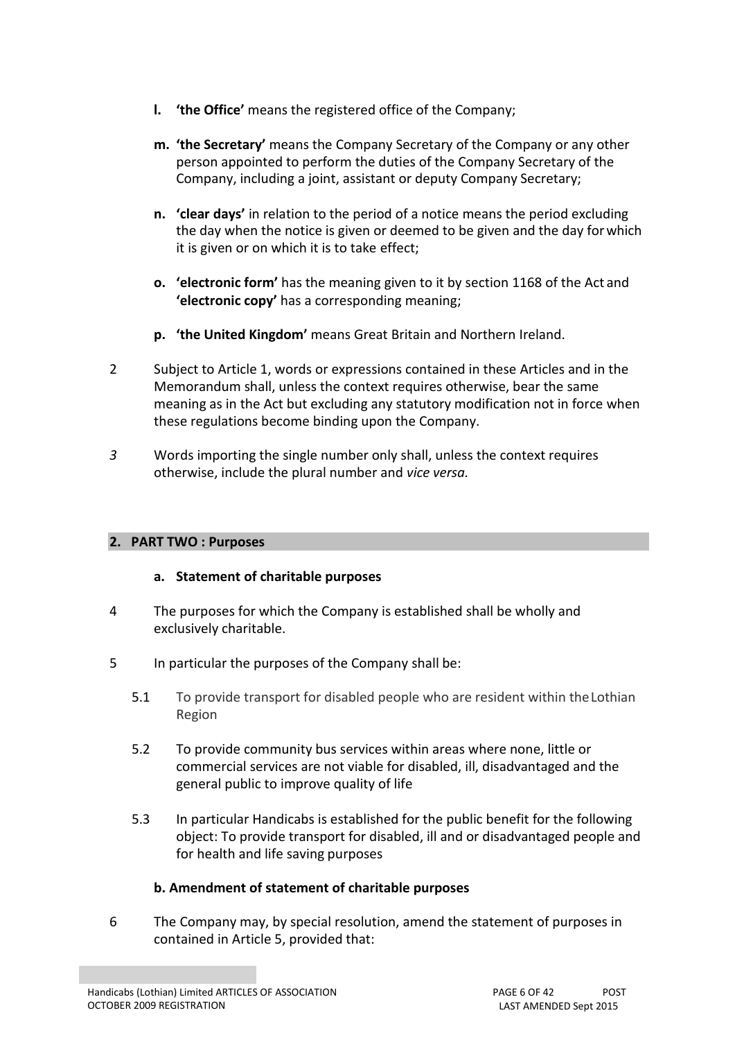- **l. 'the Office'** means the registered office of the Company;

- **m. 'the Secretary'** means the Company Secretary of the Company or any other person appointed to perform the duties of the Company Secretary of the Company, including a joint, assistant or deputy Company Secretary;

- **n. 'clear days'** in relation to the period of a notice means the period excluding the day when the notice is given or deemed to be given and the day for which it is given or on which it is to take effect;

- **o. 'electronic form'** has the meaning given to it by section 1168 of the Act and **'electronic copy'** has a corresponding meaning;

- **p. 'the United Kingdom'** means Great Britain and Northern Ireland.

2 Subject to Article 1, words or expressions contained in these Articles and in the Memorandum shall, unless the context requires otherwise, bear the same meaning as in the Act but excluding any statutory modification not in force when these regulations become binding upon the Company.

*3* Words importing the single number only shall, unless the context requires otherwise, include the plural number and *vice versa.*

## 2. PART TWO : Purposes

### a. Statement of charitable purposes

4 The purposes for which the Company is established shall be wholly and exclusively charitable.

5 In particular the purposes of the Company shall be:

5.1 To provide transport for disabled people who are resident within the Lothian Region

5.2 To provide community bus services within areas where none, little or commercial services are not viable for disabled, ill, disadvantaged and the general public to improve quality of life

5.3 In particular Handicabs is established for the public benefit for the following object: To provide transport for disabled, ill and or disadvantaged people and for health and life saving purposes

### b. Amendment of statement of charitable purposes

6 The Company may, by special resolution, amend the statement of purposes in contained in Article 5, provided that: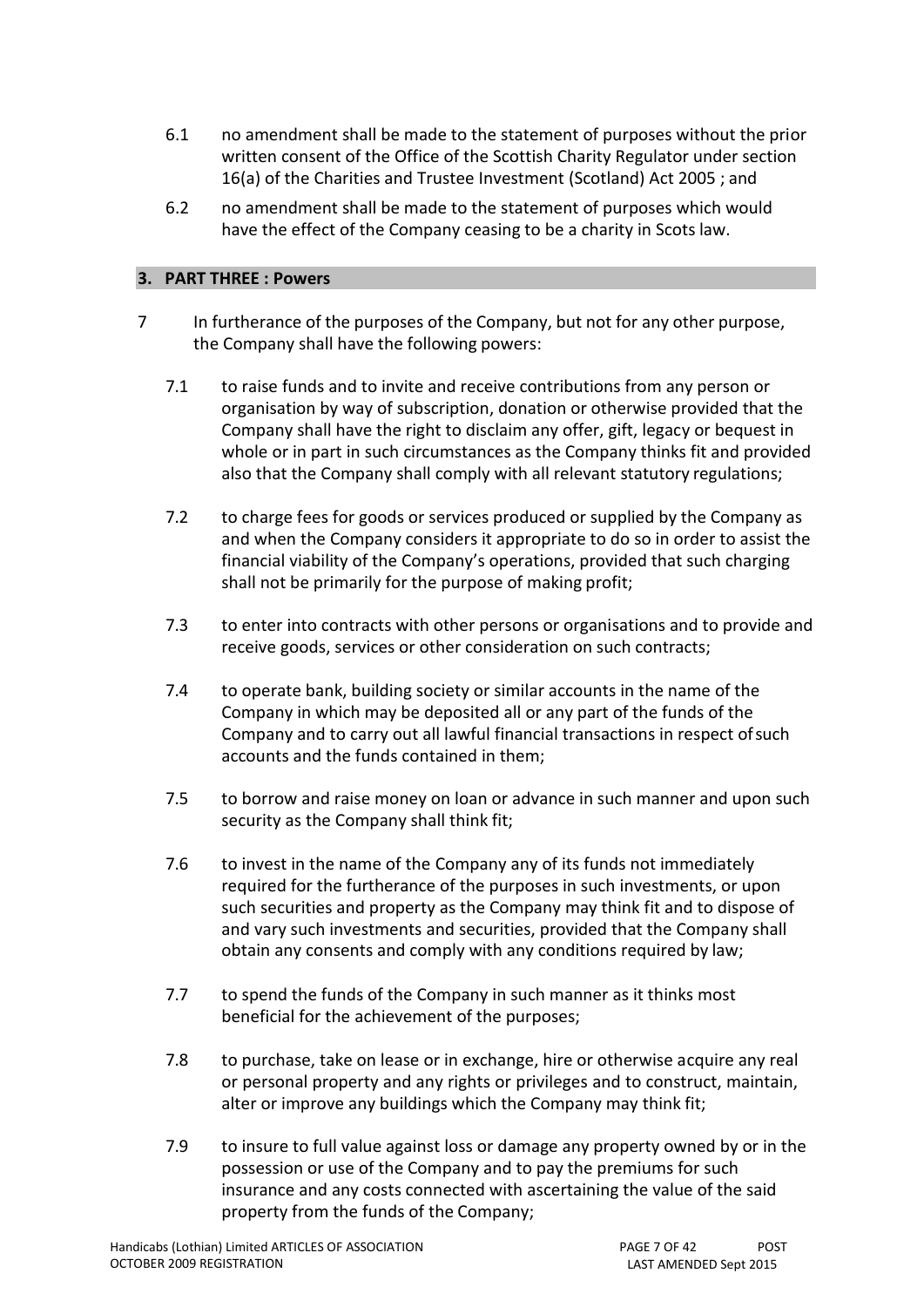6.1 no amendment shall be made to the statement of purposes without the prior written consent of the Office of the Scottish Charity Regulator under section 16(a) of the Charities and Trustee Investment (Scotland) Act 2005 ; and

6.2 no amendment shall be made to the statement of purposes which would have the effect of the Company ceasing to be a charity in Scots law.

## 3. PART THREE : Powers

7 In furtherance of the purposes of the Company, but not for any other purpose, the Company shall have the following powers:

7.1 to raise funds and to invite and receive contributions from any person or organisation by way of subscription, donation or otherwise provided that the Company shall have the right to disclaim any offer, gift, legacy or bequest in whole or in part in such circumstances as the Company thinks fit and provided also that the Company shall comply with all relevant statutory regulations;

7.2 to charge fees for goods or services produced or supplied by the Company as and when the Company considers it appropriate to do so in order to assist the financial viability of the Company's operations, provided that such charging shall not be primarily for the purpose of making profit;

7.3 to enter into contracts with other persons or organisations and to provide and receive goods, services or other consideration on such contracts;

7.4 to operate bank, building society or similar accounts in the name of the Company in which may be deposited all or any part of the funds of the Company and to carry out all lawful financial transactions in respect of such accounts and the funds contained in them;

7.5 to borrow and raise money on loan or advance in such manner and upon such security as the Company shall think fit;

7.6 to invest in the name of the Company any of its funds not immediately required for the furtherance of the purposes in such investments, or upon such securities and property as the Company may think fit and to dispose of and vary such investments and securities, provided that the Company shall obtain any consents and comply with any conditions required by law;

7.7 to spend the funds of the Company in such manner as it thinks most beneficial for the achievement of the purposes;

7.8 to purchase, take on lease or in exchange, hire or otherwise acquire any real or personal property and any rights or privileges and to construct, maintain, alter or improve any buildings which the Company may think fit;

7.9 to insure to full value against loss or damage any property owned by or in the possession or use of the Company and to pay the premiums for such insurance and any costs connected with ascertaining the value of the said property from the funds of the Company;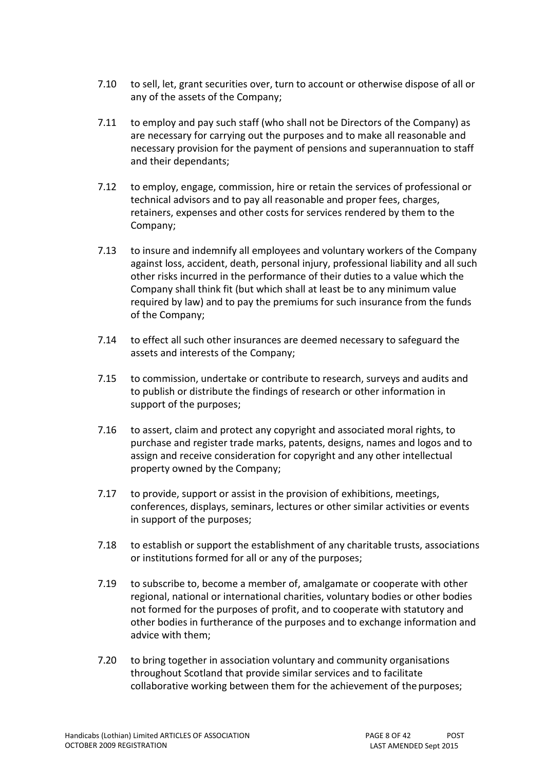7.10 to sell, let, grant securities over, turn to account or otherwise dispose of all or any of the assets of the Company;

7.11 to employ and pay such staff (who shall not be Directors of the Company) as are necessary for carrying out the purposes and to make all reasonable and necessary provision for the payment of pensions and superannuation to staff and their dependants;

7.12 to employ, engage, commission, hire or retain the services of professional or technical advisors and to pay all reasonable and proper fees, charges, retainers, expenses and other costs for services rendered by them to the Company;

7.13 to insure and indemnify all employees and voluntary workers of the Company against loss, accident, death, personal injury, professional liability and all such other risks incurred in the performance of their duties to a value which the Company shall think fit (but which shall at least be to any minimum value required by law) and to pay the premiums for such insurance from the funds of the Company;

7.14 to effect all such other insurances are deemed necessary to safeguard the assets and interests of the Company;

7.15 to commission, undertake or contribute to research, surveys and audits and to publish or distribute the findings of research or other information in support of the purposes;

7.16 to assert, claim and protect any copyright and associated moral rights, to purchase and register trade marks, patents, designs, names and logos and to assign and receive consideration for copyright and any other intellectual property owned by the Company;

7.17 to provide, support or assist in the provision of exhibitions, meetings, conferences, displays, seminars, lectures or other similar activities or events in support of the purposes;

7.18 to establish or support the establishment of any charitable trusts, associations or institutions formed for all or any of the purposes;

7.19 to subscribe to, become a member of, amalgamate or cooperate with other regional, national or international charities, voluntary bodies or other bodies not formed for the purposes of profit, and to cooperate with statutory and other bodies in furtherance of the purposes and to exchange information and advice with them;

7.20 to bring together in association voluntary and community organisations throughout Scotland that provide similar services and to facilitate collaborative working between them for the achievement of the purposes;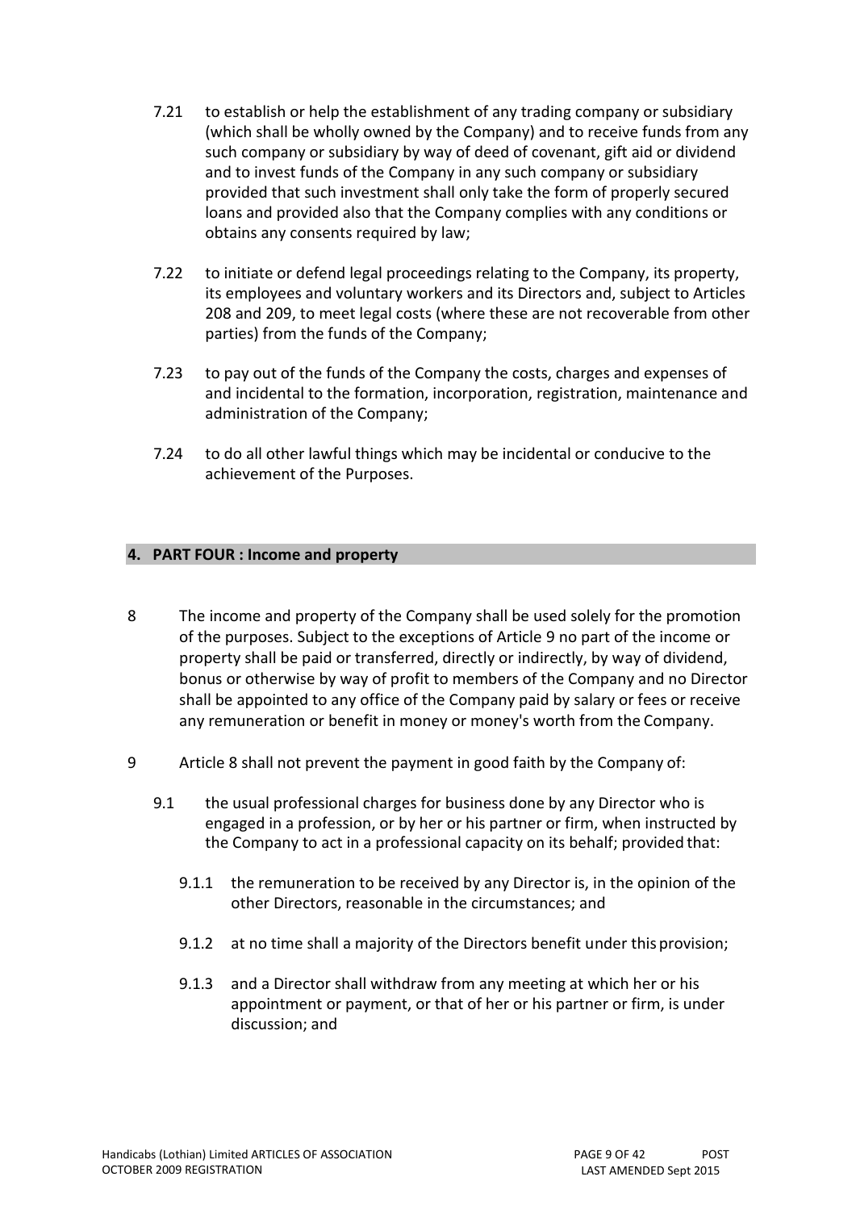7.21 to establish or help the establishment of any trading company or subsidiary (which shall be wholly owned by the Company) and to receive funds from any such company or subsidiary by way of deed of covenant, gift aid or dividend and to invest funds of the Company in any such company or subsidiary provided that such investment shall only take the form of properly secured loans and provided also that the Company complies with any conditions or obtains any consents required by law;

7.22 to initiate or defend legal proceedings relating to the Company, its property, its employees and voluntary workers and its Directors and, subject to Articles 208 and 209, to meet legal costs (where these are not recoverable from other parties) from the funds of the Company;

7.23 to pay out of the funds of the Company the costs, charges and expenses of and incidental to the formation, incorporation, registration, maintenance and administration of the Company;

7.24 to do all other lawful things which may be incidental or conducive to the achievement of the Purposes.

## 4. PART FOUR : Income and property

8 The income and property of the Company shall be used solely for the promotion of the purposes. Subject to the exceptions of Article 9 no part of the income or property shall be paid or transferred, directly or indirectly, by way of dividend, bonus or otherwise by way of profit to members of the Company and no Director shall be appointed to any office of the Company paid by salary or fees or receive any remuneration or benefit in money or money's worth from the Company.

9 Article 8 shall not prevent the payment in good faith by the Company of:

9.1 the usual professional charges for business done by any Director who is engaged in a profession, or by her or his partner or firm, when instructed by the Company to act in a professional capacity on its behalf; provided that:

9.1.1 the remuneration to be received by any Director is, in the opinion of the other Directors, reasonable in the circumstances; and

9.1.2 at no time shall a majority of the Directors benefit under this provision;

9.1.3 and a Director shall withdraw from any meeting at which her or his appointment or payment, or that of her or his partner or firm, is under discussion; and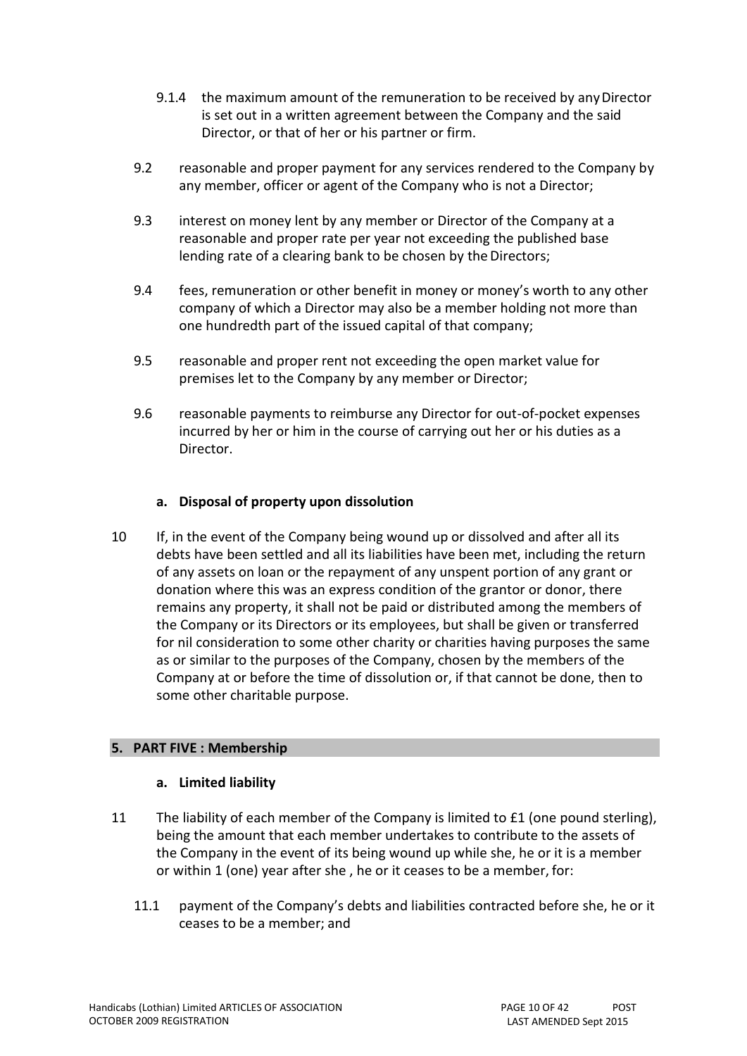9.1.4 the maximum amount of the remuneration to be received by any Director is set out in a written agreement between the Company and the said Director, or that of her or his partner or firm.

9.2 reasonable and proper payment for any services rendered to the Company by any member, officer or agent of the Company who is not a Director;

9.3 interest on money lent by any member or Director of the Company at a reasonable and proper rate per year not exceeding the published base lending rate of a clearing bank to be chosen by the Directors;

9.4 fees, remuneration or other benefit in money or money's worth to any other company of which a Director may also be a member holding not more than one hundredth part of the issued capital of that company;

9.5 reasonable and proper rent not exceeding the open market value for premises let to the Company by any member or Director;

9.6 reasonable payments to reimburse any Director for out-of-pocket expenses incurred by her or him in the course of carrying out her or his duties as a Director.

### a. Disposal of property upon dissolution

10 If, in the event of the Company being wound up or dissolved and after all its debts have been settled and all its liabilities have been met, including the return of any assets on loan or the repayment of any unspent portion of any grant or donation where this was an express condition of the grantor or donor, there remains any property, it shall not be paid or distributed among the members of the Company or its Directors or its employees, but shall be given or transferred for nil consideration to some other charity or charities having purposes the same as or similar to the purposes of the Company, chosen by the members of the Company at or before the time of dissolution or, if that cannot be done, then to some other charitable purpose.

## 5. PART FIVE : Membership

### a. Limited liability

11 The liability of each member of the Company is limited to £1 (one pound sterling), being the amount that each member undertakes to contribute to the assets of the Company in the event of its being wound up while she, he or it is a member or within 1 (one) year after she , he or it ceases to be a member, for:

11.1 payment of the Company's debts and liabilities contracted before she, he or it ceases to be a member; and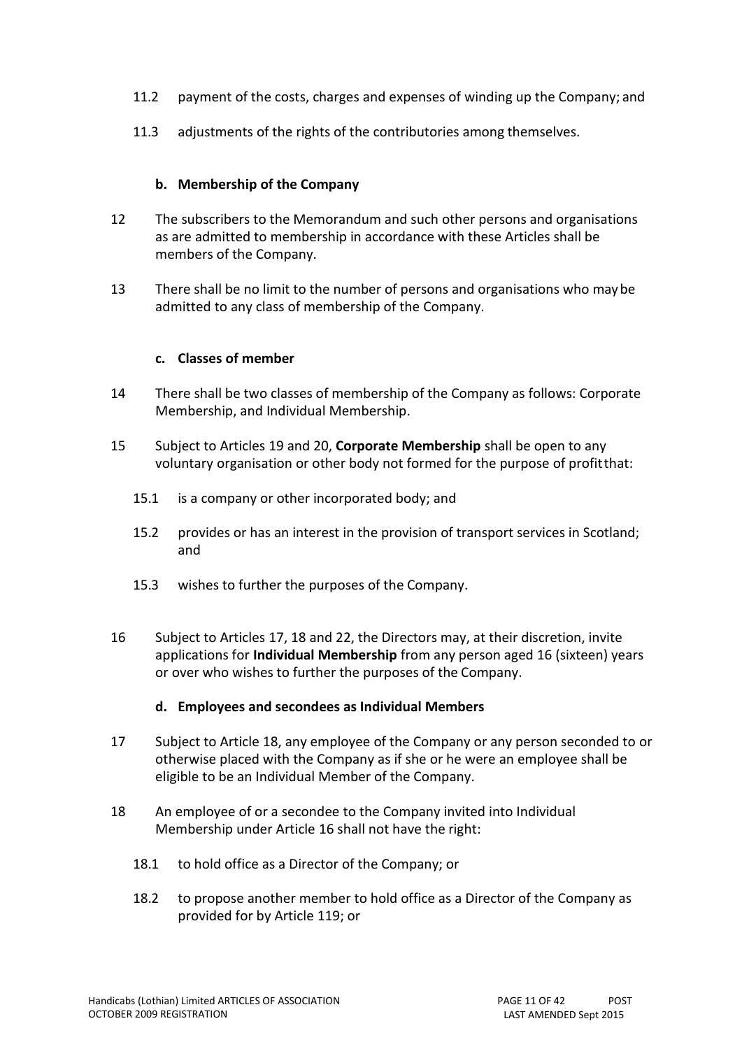11.2 payment of the costs, charges and expenses of winding up the Company; and

11.3 adjustments of the rights of the contributories among themselves.

### b. Membership of the Company

12 The subscribers to the Memorandum and such other persons and organisations as are admitted to membership in accordance with these Articles shall be members of the Company.

13 There shall be no limit to the number of persons and organisations who may be admitted to any class of membership of the Company.

### c. Classes of member

14 There shall be two classes of membership of the Company as follows: Corporate Membership, and Individual Membership.

15 Subject to Articles 19 and 20, **Corporate Membership** shall be open to any voluntary organisation or other body not formed for the purpose of profit that:

15.1 is a company or other incorporated body; and

15.2 provides or has an interest in the provision of transport services in Scotland; and

15.3 wishes to further the purposes of the Company.

16 Subject to Articles 17, 18 and 22, the Directors may, at their discretion, invite applications for **Individual Membership** from any person aged 16 (sixteen) years or over who wishes to further the purposes of the Company.

### d. Employees and secondees as Individual Members

17 Subject to Article 18, any employee of the Company or any person seconded to or otherwise placed with the Company as if she or he were an employee shall be eligible to be an Individual Member of the Company.

18 An employee of or a secondee to the Company invited into Individual Membership under Article 16 shall not have the right:

18.1 to hold office as a Director of the Company; or

18.2 to propose another member to hold office as a Director of the Company as provided for by Article 119; or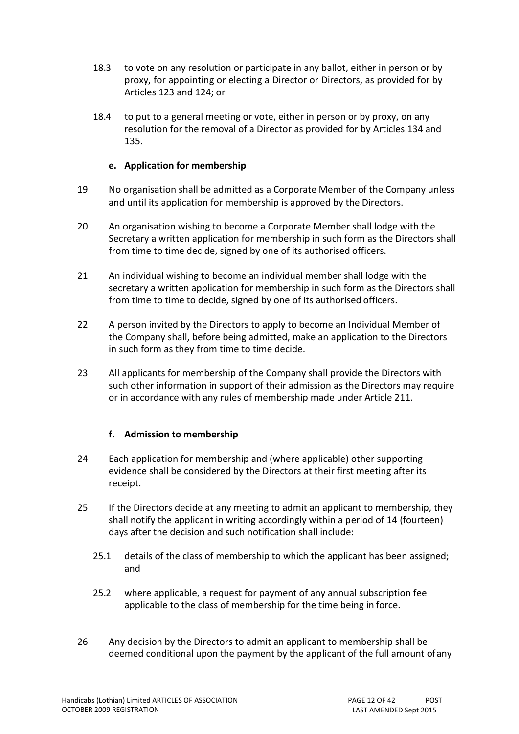18.3 to vote on any resolution or participate in any ballot, either in person or by proxy, for appointing or electing a Director or Directors, as provided for by Articles 123 and 124; or

18.4 to put to a general meeting or vote, either in person or by proxy, on any resolution for the removal of a Director as provided for by Articles 134 and 135.

### e. Application for membership

19 No organisation shall be admitted as a Corporate Member of the Company unless and until its application for membership is approved by the Directors.

20 An organisation wishing to become a Corporate Member shall lodge with the Secretary a written application for membership in such form as the Directors shall from time to time decide, signed by one of its authorised officers.

21 An individual wishing to become an individual member shall lodge with the secretary a written application for membership in such form as the Directors shall from time to time to decide, signed by one of its authorised officers.

22 A person invited by the Directors to apply to become an Individual Member of the Company shall, before being admitted, make an application to the Directors in such form as they from time to time decide.

23 All applicants for membership of the Company shall provide the Directors with such other information in support of their admission as the Directors may require or in accordance with any rules of membership made under Article 211.

### f. Admission to membership

24 Each application for membership and (where applicable) other supporting evidence shall be considered by the Directors at their first meeting after its receipt.

25 If the Directors decide at any meeting to admit an applicant to membership, they shall notify the applicant in writing accordingly within a period of 14 (fourteen) days after the decision and such notification shall include:

25.1 details of the class of membership to which the applicant has been assigned; and

25.2 where applicable, a request for payment of any annual subscription fee applicable to the class of membership for the time being in force.

26 Any decision by the Directors to admit an applicant to membership shall be deemed conditional upon the payment by the applicant of the full amount of any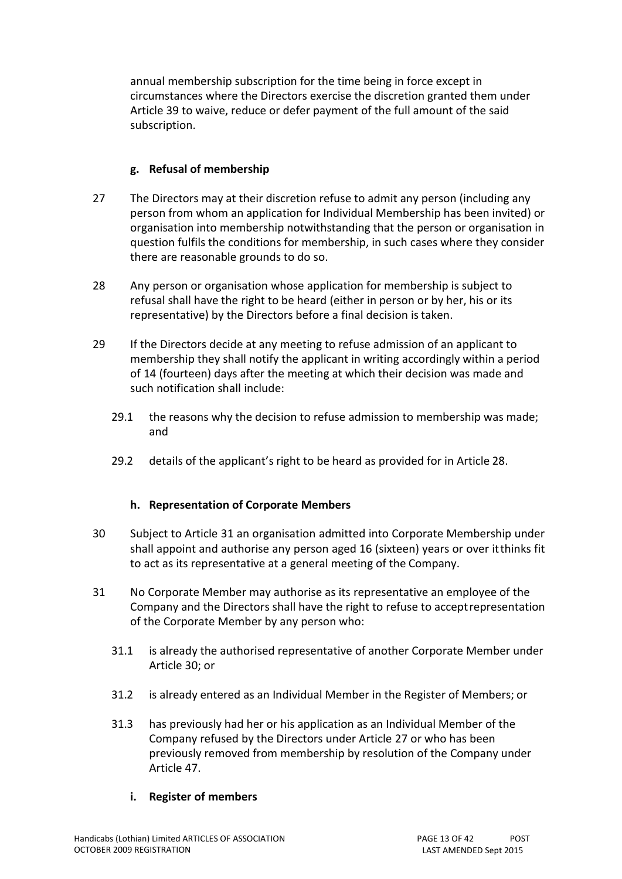annual membership subscription for the time being in force except in circumstances where the Directors exercise the discretion granted them under Article 39 to waive, reduce or defer payment of the full amount of the said subscription.

### g. Refusal of membership

27 The Directors may at their discretion refuse to admit any person (including any person from whom an application for Individual Membership has been invited) or organisation into membership notwithstanding that the person or organisation in question fulfils the conditions for membership, in such cases where they consider there are reasonable grounds to do so.

28 Any person or organisation whose application for membership is subject to refusal shall have the right to be heard (either in person or by her, his or its representative) by the Directors before a final decision is taken.

29 If the Directors decide at any meeting to refuse admission of an applicant to membership they shall notify the applicant in writing accordingly within a period of 14 (fourteen) days after the meeting at which their decision was made and such notification shall include:

- 29.1 the reasons why the decision to refuse admission to membership was made; and
- 29.2 details of the applicant's right to be heard as provided for in Article 28.

### h. Representation of Corporate Members

30 Subject to Article 31 an organisation admitted into Corporate Membership under shall appoint and authorise any person aged 16 (sixteen) years or over it thinks fit to act as its representative at a general meeting of the Company.

31 No Corporate Member may authorise as its representative an employee of the Company and the Directors shall have the right to refuse to accept representation of the Corporate Member by any person who:

- 31.1 is already the authorised representative of another Corporate Member under Article 30; or
- 31.2 is already entered as an Individual Member in the Register of Members; or
- 31.3 has previously had her or his application as an Individual Member of the Company refused by the Directors under Article 27 or who has been previously removed from membership by resolution of the Company under Article 47.

### i. Register of members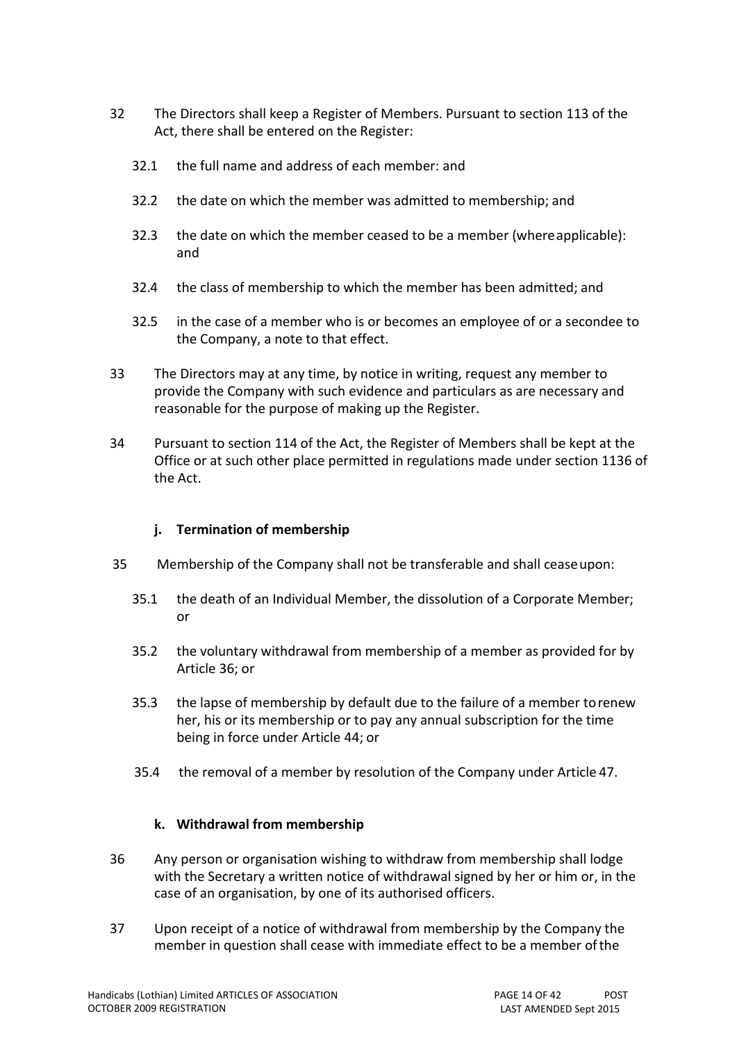32 The Directors shall keep a Register of Members. Pursuant to section 113 of the Act, there shall be entered on the Register:

32.1 the full name and address of each member: and

32.2 the date on which the member was admitted to membership; and

32.3 the date on which the member ceased to be a member (where applicable): and

32.4 the class of membership to which the member has been admitted; and

32.5 in the case of a member who is or becomes an employee of or a secondee to the Company, a note to that effect.

33 The Directors may at any time, by notice in writing, request any member to provide the Company with such evidence and particulars as are necessary and reasonable for the purpose of making up the Register.

34 Pursuant to section 114 of the Act, the Register of Members shall be kept at the Office or at such other place permitted in regulations made under section 1136 of the Act.

### j. Termination of membership

35 Membership of the Company shall not be transferable and shall cease upon:

35.1 the death of an Individual Member, the dissolution of a Corporate Member; or

35.2 the voluntary withdrawal from membership of a member as provided for by Article 36; or

35.3 the lapse of membership by default due to the failure of a member to renew her, his or its membership or to pay any annual subscription for the time being in force under Article 44; or

35.4 the removal of a member by resolution of the Company under Article 47.

### k. Withdrawal from membership

36 Any person or organisation wishing to withdraw from membership shall lodge with the Secretary a written notice of withdrawal signed by her or him or, in the case of an organisation, by one of its authorised officers.

37 Upon receipt of a notice of withdrawal from membership by the Company the member in question shall cease with immediate effect to be a member of the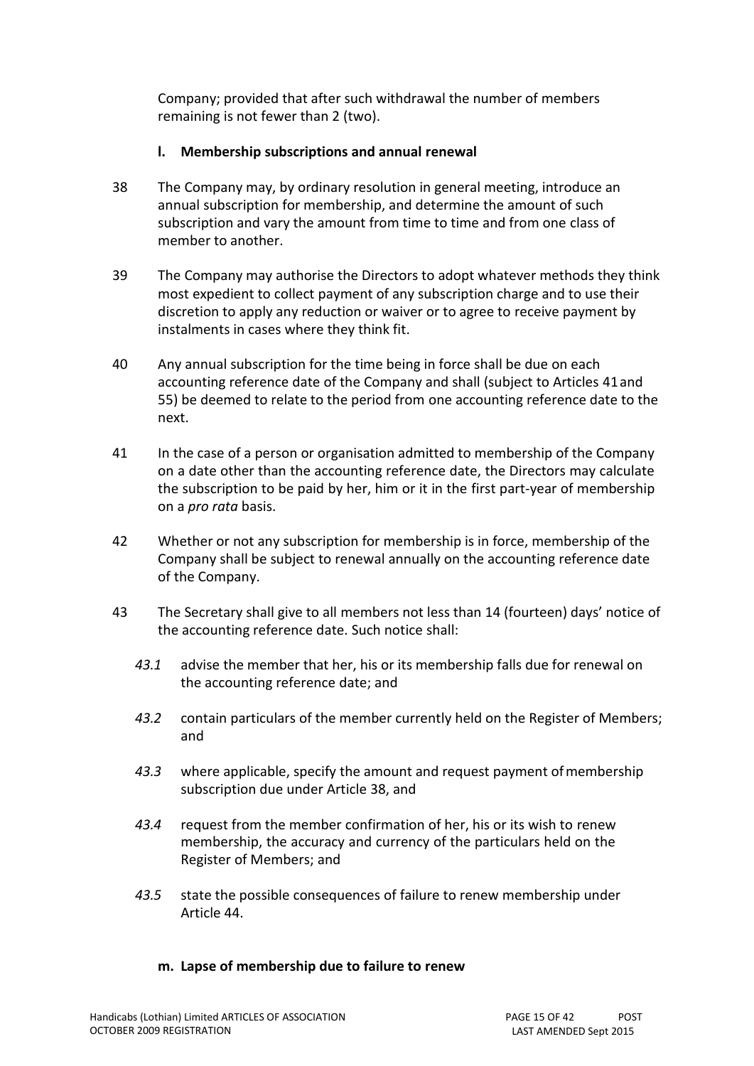Company; provided that after such withdrawal the number of members remaining is not fewer than 2 (two).

### l. Membership subscriptions and annual renewal

38 The Company may, by ordinary resolution in general meeting, introduce an annual subscription for membership, and determine the amount of such subscription and vary the amount from time to time and from one class of member to another.

39 The Company may authorise the Directors to adopt whatever methods they think most expedient to collect payment of any subscription charge and to use their discretion to apply any reduction or waiver or to agree to receive payment by instalments in cases where they think fit.

40 Any annual subscription for the time being in force shall be due on each accounting reference date of the Company and shall (subject to Articles 41 and 55) be deemed to relate to the period from one accounting reference date to the next.

41 In the case of a person or organisation admitted to membership of the Company on a date other than the accounting reference date, the Directors may calculate the subscription to be paid by her, him or it in the first part-year of membership on a *pro rata* basis.

42 Whether or not any subscription for membership is in force, membership of the Company shall be subject to renewal annually on the accounting reference date of the Company.

43 The Secretary shall give to all members not less than 14 (fourteen) days' notice of the accounting reference date. Such notice shall:

*43.1* advise the member that her, his or its membership falls due for renewal on the accounting reference date; and

*43.2* contain particulars of the member currently held on the Register of Members; and

*43.3* where applicable, specify the amount and request payment of membership subscription due under Article 38, and

*43.4* request from the member confirmation of her, his or its wish to renew membership, the accuracy and currency of the particulars held on the Register of Members; and

*43.5* state the possible consequences of failure to renew membership under Article 44.

### m. Lapse of membership due to failure to renew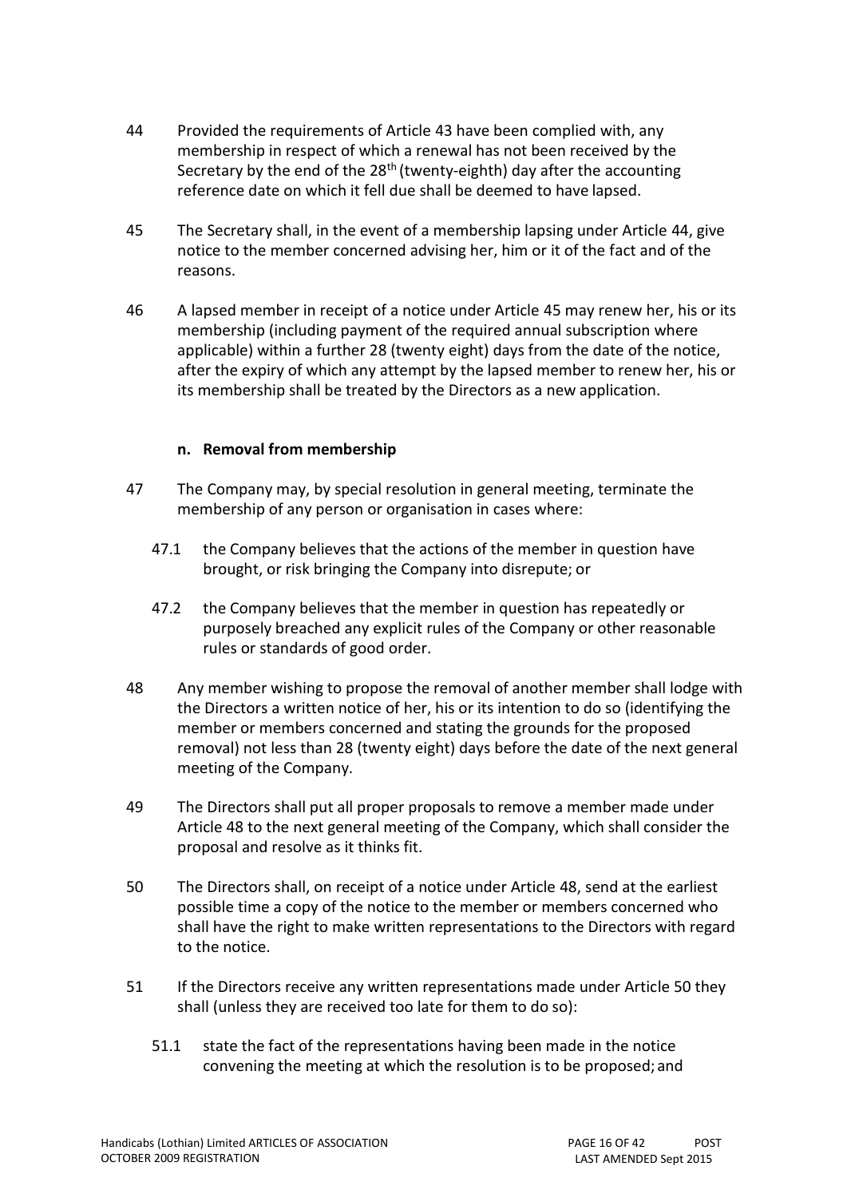44 Provided the requirements of Article 43 have been complied with, any membership in respect of which a renewal has not been received by the Secretary by the end of the 28th (twenty-eighth) day after the accounting reference date on which it fell due shall be deemed to have lapsed.

45 The Secretary shall, in the event of a membership lapsing under Article 44, give notice to the member concerned advising her, him or it of the fact and of the reasons.

46 A lapsed member in receipt of a notice under Article 45 may renew her, his or its membership (including payment of the required annual subscription where applicable) within a further 28 (twenty eight) days from the date of the notice, after the expiry of which any attempt by the lapsed member to renew her, his or its membership shall be treated by the Directors as a new application.

**n. Removal from membership**

47 The Company may, by special resolution in general meeting, terminate the membership of any person or organisation in cases where:

47.1 the Company believes that the actions of the member in question have brought, or risk bringing the Company into disrepute; or

47.2 the Company believes that the member in question has repeatedly or purposely breached any explicit rules of the Company or other reasonable rules or standards of good order.

48 Any member wishing to propose the removal of another member shall lodge with the Directors a written notice of her, his or its intention to do so (identifying the member or members concerned and stating the grounds for the proposed removal) not less than 28 (twenty eight) days before the date of the next general meeting of the Company.

49 The Directors shall put all proper proposals to remove a member made under Article 48 to the next general meeting of the Company, which shall consider the proposal and resolve as it thinks fit.

50 The Directors shall, on receipt of a notice under Article 48, send at the earliest possible time a copy of the notice to the member or members concerned who shall have the right to make written representations to the Directors with regard to the notice.

51 If the Directors receive any written representations made under Article 50 they shall (unless they are received too late for them to do so):

51.1 state the fact of the representations having been made in the notice convening the meeting at which the resolution is to be proposed; and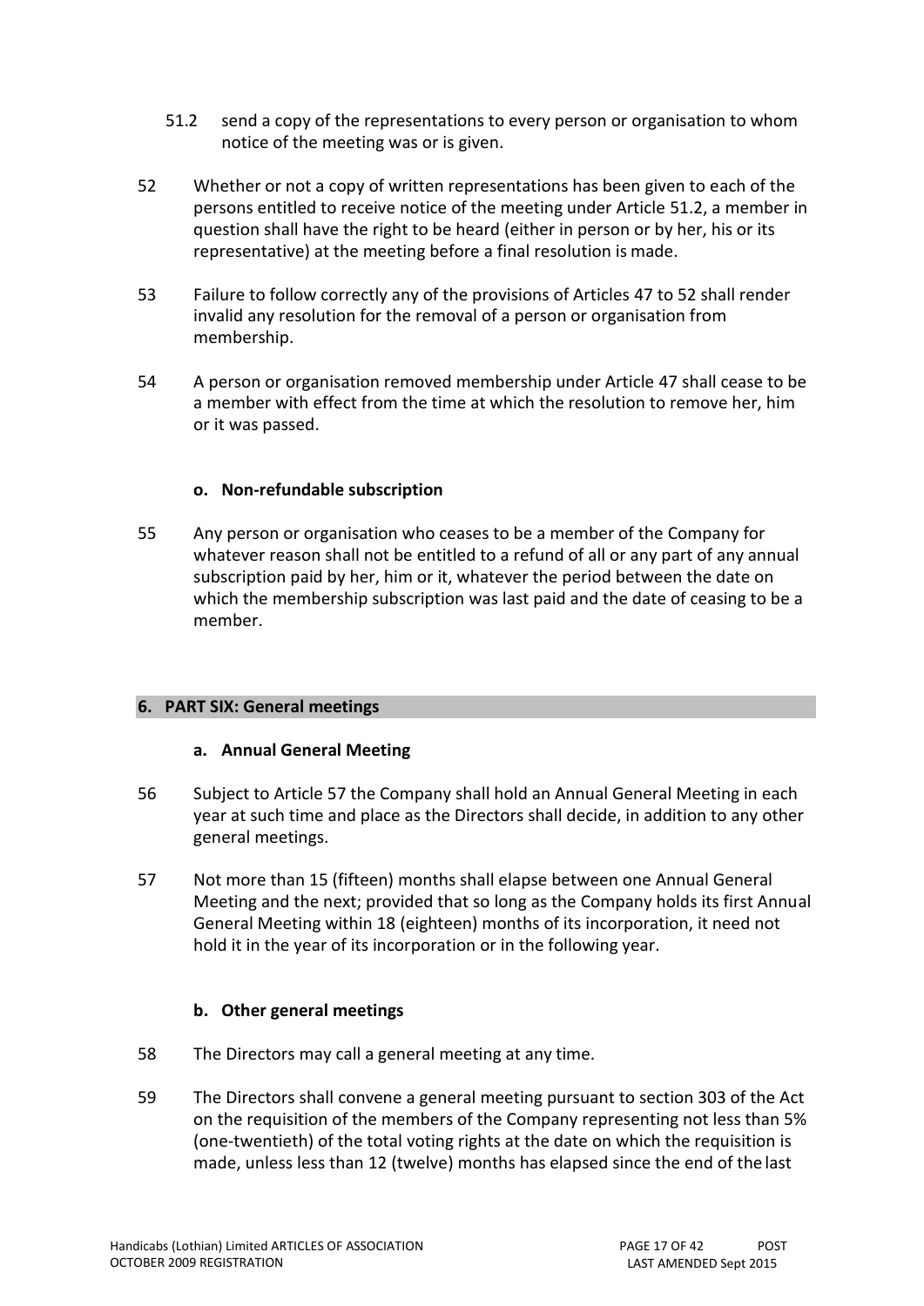51.2 send a copy of the representations to every person or organisation to whom notice of the meeting was or is given.

52 Whether or not a copy of written representations has been given to each of the persons entitled to receive notice of the meeting under Article 51.2, a member in question shall have the right to be heard (either in person or by her, his or its representative) at the meeting before a final resolution is made.

53 Failure to follow correctly any of the provisions of Articles 47 to 52 shall render invalid any resolution for the removal of a person or organisation from membership.

54 A person or organisation removed membership under Article 47 shall cease to be a member with effect from the time at which the resolution to remove her, him or it was passed.

### o. Non-refundable subscription

55 Any person or organisation who ceases to be a member of the Company for whatever reason shall not be entitled to a refund of all or any part of any annual subscription paid by her, him or it, whatever the period between the date on which the membership subscription was last paid and the date of ceasing to be a member.

## 6. PART SIX: General meetings

### a. Annual General Meeting

56 Subject to Article 57 the Company shall hold an Annual General Meeting in each year at such time and place as the Directors shall decide, in addition to any other general meetings.

57 Not more than 15 (fifteen) months shall elapse between one Annual General Meeting and the next; provided that so long as the Company holds its first Annual General Meeting within 18 (eighteen) months of its incorporation, it need not hold it in the year of its incorporation or in the following year.

### b. Other general meetings

58 The Directors may call a general meeting at any time.

59 The Directors shall convene a general meeting pursuant to section 303 of the Act on the requisition of the members of the Company representing not less than 5% (one-twentieth) of the total voting rights at the date on which the requisition is made, unless less than 12 (twelve) months has elapsed since the end of the last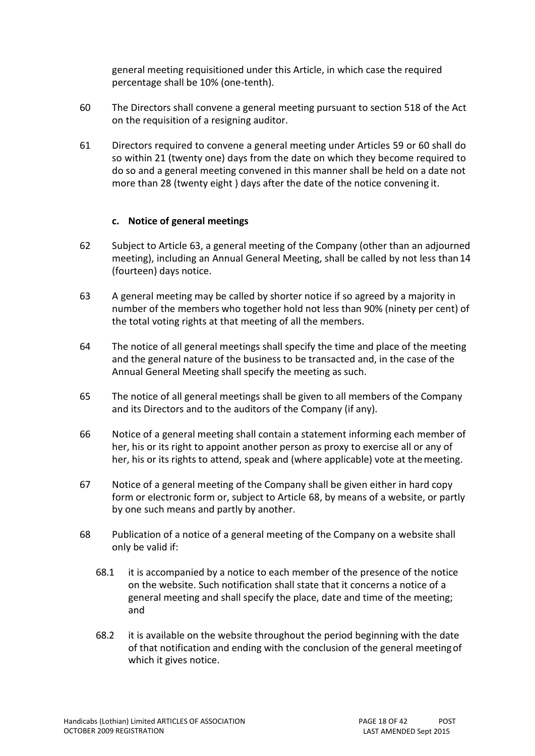general meeting requisitioned under this Article, in which case the required percentage shall be 10% (one-tenth).

60 The Directors shall convene a general meeting pursuant to section 518 of the Act on the requisition of a resigning auditor.

61 Directors required to convene a general meeting under Articles 59 or 60 shall do so within 21 (twenty one) days from the date on which they become required to do so and a general meeting convened in this manner shall be held on a date not more than 28 (twenty eight ) days after the date of the notice convening it.

### c. Notice of general meetings

62 Subject to Article 63, a general meeting of the Company (other than an adjourned meeting), including an Annual General Meeting, shall be called by not less than 14 (fourteen) days notice.

63 A general meeting may be called by shorter notice if so agreed by a majority in number of the members who together hold not less than 90% (ninety per cent) of the total voting rights at that meeting of all the members.

64 The notice of all general meetings shall specify the time and place of the meeting and the general nature of the business to be transacted and, in the case of the Annual General Meeting shall specify the meeting as such.

65 The notice of all general meetings shall be given to all members of the Company and its Directors and to the auditors of the Company (if any).

66 Notice of a general meeting shall contain a statement informing each member of her, his or its right to appoint another person as proxy to exercise all or any of her, his or its rights to attend, speak and (where applicable) vote at the meeting.

67 Notice of a general meeting of the Company shall be given either in hard copy form or electronic form or, subject to Article 68, by means of a website, or partly by one such means and partly by another.

68 Publication of a notice of a general meeting of the Company on a website shall only be valid if:

68.1 it is accompanied by a notice to each member of the presence of the notice on the website. Such notification shall state that it concerns a notice of a general meeting and shall specify the place, date and time of the meeting; and

68.2 it is available on the website throughout the period beginning with the date of that notification and ending with the conclusion of the general meeting of which it gives notice.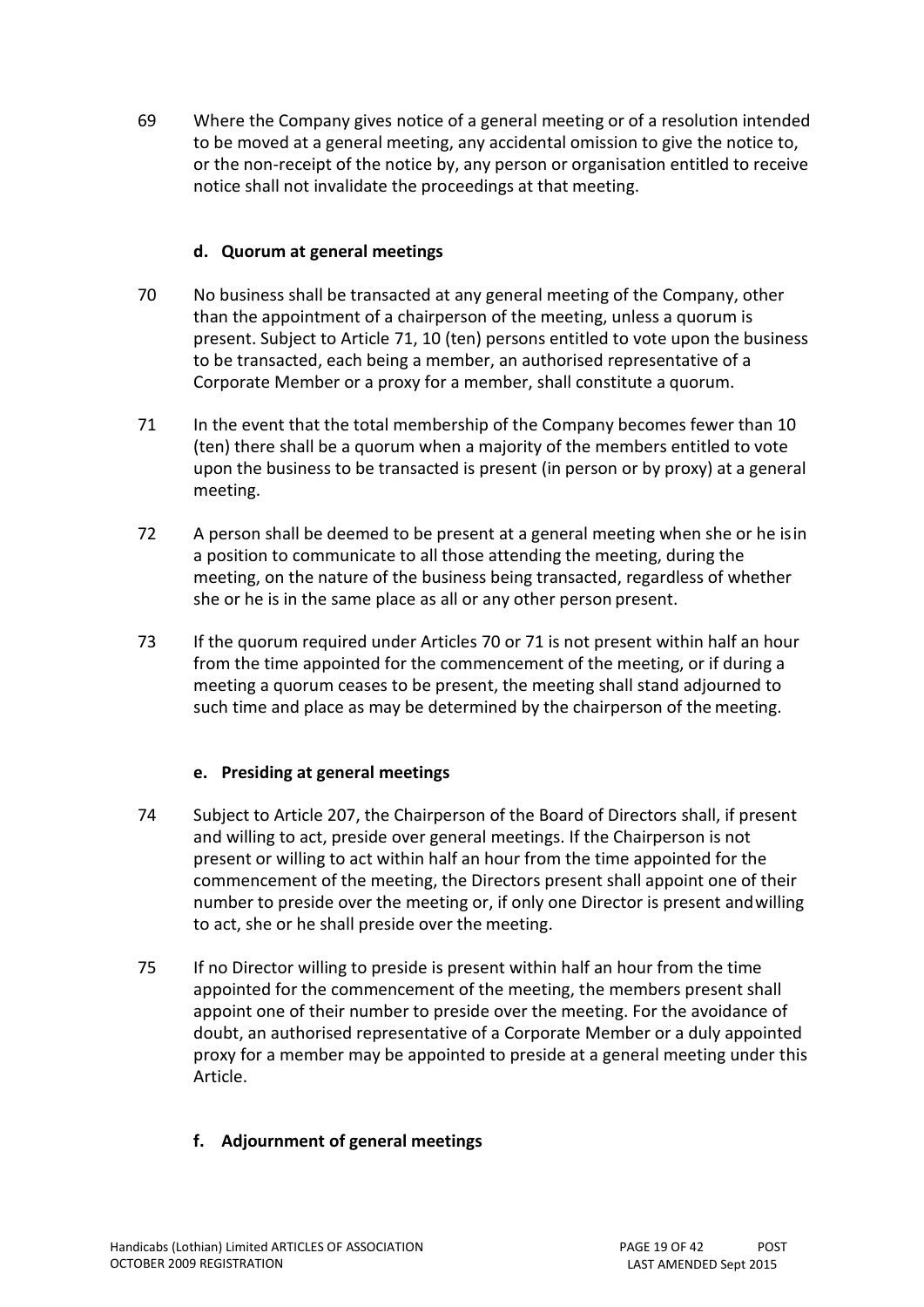69 Where the Company gives notice of a general meeting or of a resolution intended to be moved at a general meeting, any accidental omission to give the notice to, or the non-receipt of the notice by, any person or organisation entitled to receive notice shall not invalidate the proceedings at that meeting.

### d. Quorum at general meetings

70 No business shall be transacted at any general meeting of the Company, other than the appointment of a chairperson of the meeting, unless a quorum is present. Subject to Article 71, 10 (ten) persons entitled to vote upon the business to be transacted, each being a member, an authorised representative of a Corporate Member or a proxy for a member, shall constitute a quorum.

71 In the event that the total membership of the Company becomes fewer than 10 (ten) there shall be a quorum when a majority of the members entitled to vote upon the business to be transacted is present (in person or by proxy) at a general meeting.

72 A person shall be deemed to be present at a general meeting when she or he is in a position to communicate to all those attending the meeting, during the meeting, on the nature of the business being transacted, regardless of whether she or he is in the same place as all or any other person present.

73 If the quorum required under Articles 70 or 71 is not present within half an hour from the time appointed for the commencement of the meeting, or if during a meeting a quorum ceases to be present, the meeting shall stand adjourned to such time and place as may be determined by the chairperson of the meeting.

### e. Presiding at general meetings

74 Subject to Article 207, the Chairperson of the Board of Directors shall, if present and willing to act, preside over general meetings. If the Chairperson is not present or willing to act within half an hour from the time appointed for the commencement of the meeting, the Directors present shall appoint one of their number to preside over the meeting or, if only one Director is present and willing to act, she or he shall preside over the meeting.

75 If no Director willing to preside is present within half an hour from the time appointed for the commencement of the meeting, the members present shall appoint one of their number to preside over the meeting. For the avoidance of doubt, an authorised representative of a Corporate Member or a duly appointed proxy for a member may be appointed to preside at a general meeting under this Article.

### f. Adjournment of general meetings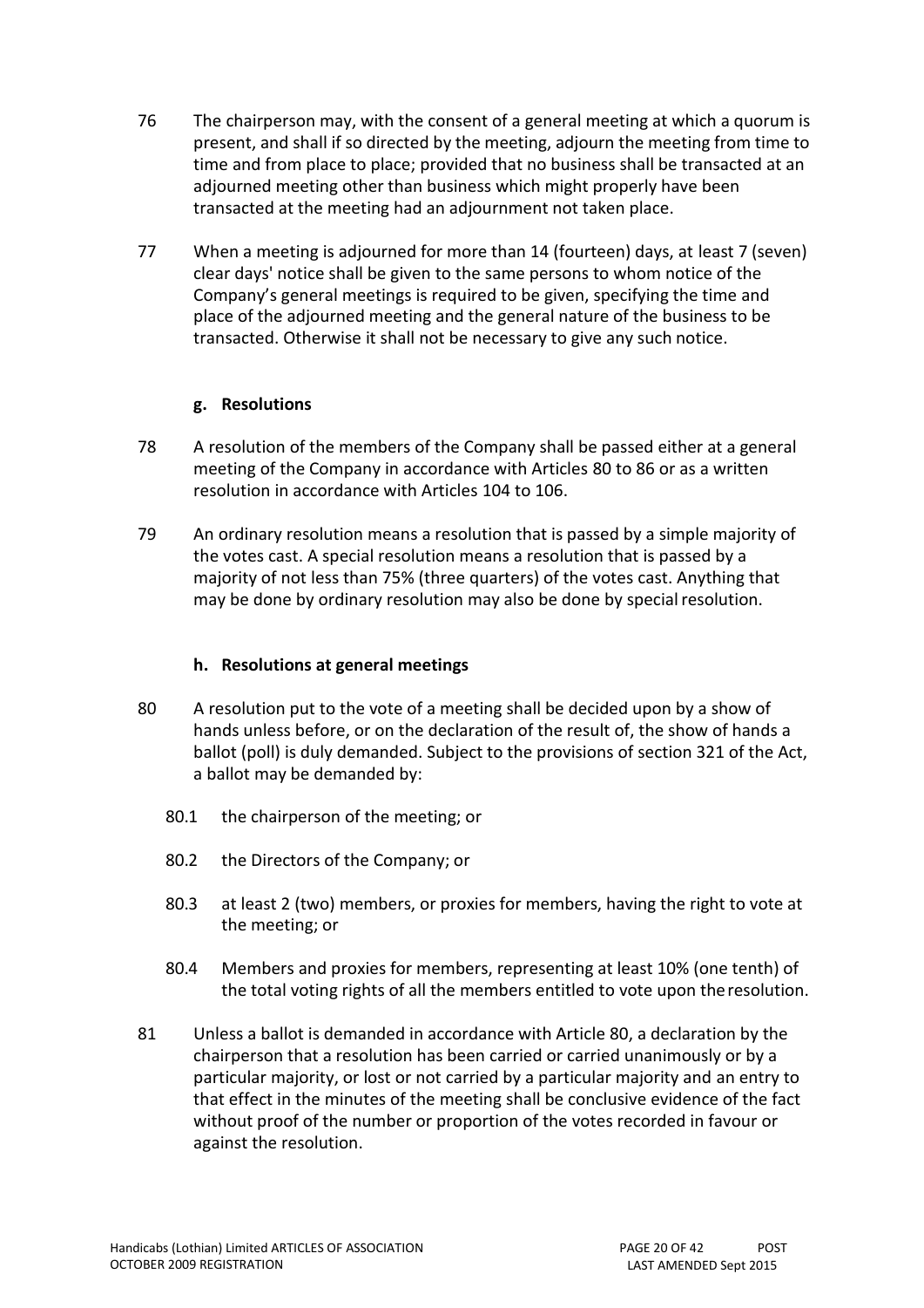76 The chairperson may, with the consent of a general meeting at which a quorum is present, and shall if so directed by the meeting, adjourn the meeting from time to time and from place to place; provided that no business shall be transacted at an adjourned meeting other than business which might properly have been transacted at the meeting had an adjournment not taken place.

77 When a meeting is adjourned for more than 14 (fourteen) days, at least 7 (seven) clear days' notice shall be given to the same persons to whom notice of the Company's general meetings is required to be given, specifying the time and place of the adjourned meeting and the general nature of the business to be transacted. Otherwise it shall not be necessary to give any such notice.

### g. Resolutions

78 A resolution of the members of the Company shall be passed either at a general meeting of the Company in accordance with Articles 80 to 86 or as a written resolution in accordance with Articles 104 to 106.

79 An ordinary resolution means a resolution that is passed by a simple majority of the votes cast. A special resolution means a resolution that is passed by a majority of not less than 75% (three quarters) of the votes cast. Anything that may be done by ordinary resolution may also be done by special resolution.

### h. Resolutions at general meetings

80 A resolution put to the vote of a meeting shall be decided upon by a show of hands unless before, or on the declaration of the result of, the show of hands a ballot (poll) is duly demanded. Subject to the provisions of section 321 of the Act, a ballot may be demanded by:

- 80.1 the chairperson of the meeting; or
- 80.2 the Directors of the Company; or
- 80.3 at least 2 (two) members, or proxies for members, having the right to vote at the meeting; or
- 80.4 Members and proxies for members, representing at least 10% (one tenth) of the total voting rights of all the members entitled to vote upon the resolution.

81 Unless a ballot is demanded in accordance with Article 80, a declaration by the chairperson that a resolution has been carried or carried unanimously or by a particular majority, or lost or not carried by a particular majority and an entry to that effect in the minutes of the meeting shall be conclusive evidence of the fact without proof of the number or proportion of the votes recorded in favour or against the resolution.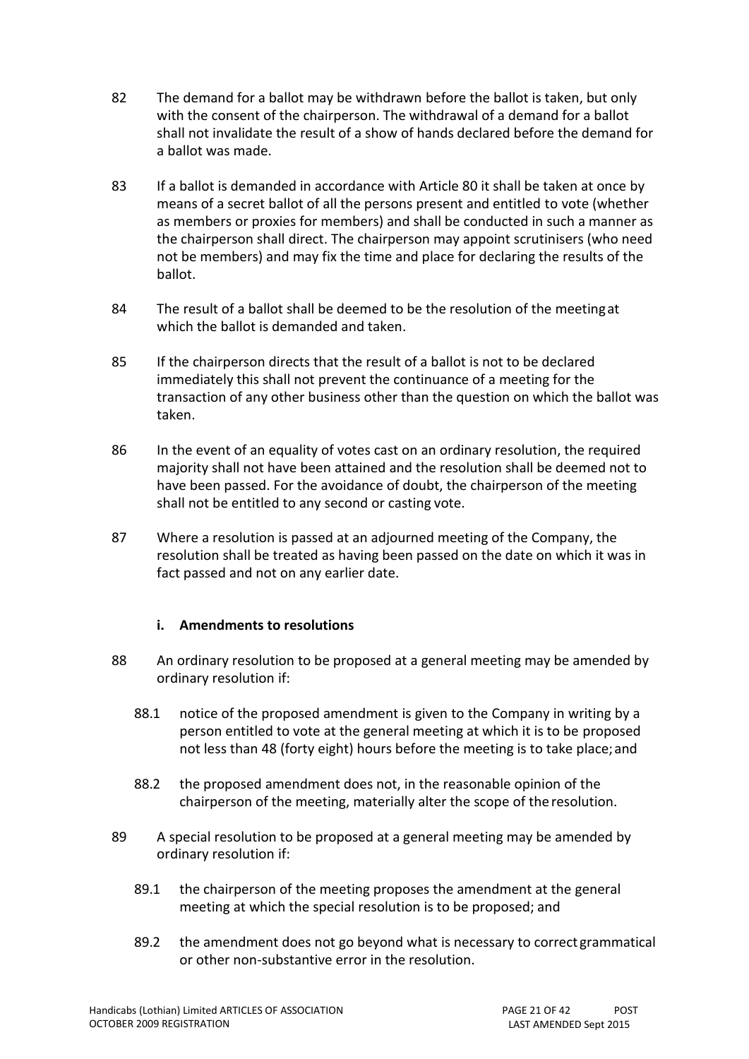82 The demand for a ballot may be withdrawn before the ballot is taken, but only with the consent of the chairperson. The withdrawal of a demand for a ballot shall not invalidate the result of a show of hands declared before the demand for a ballot was made.

83 If a ballot is demanded in accordance with Article 80 it shall be taken at once by means of a secret ballot of all the persons present and entitled to vote (whether as members or proxies for members) and shall be conducted in such a manner as the chairperson shall direct. The chairperson may appoint scrutinisers (who need not be members) and may fix the time and place for declaring the results of the ballot.

84 The result of a ballot shall be deemed to be the resolution of the meeting at which the ballot is demanded and taken.

85 If the chairperson directs that the result of a ballot is not to be declared immediately this shall not prevent the continuance of a meeting for the transaction of any other business other than the question on which the ballot was taken.

86 In the event of an equality of votes cast on an ordinary resolution, the required majority shall not have been attained and the resolution shall be deemed not to have been passed. For the avoidance of doubt, the chairperson of the meeting shall not be entitled to any second or casting vote.

87 Where a resolution is passed at an adjourned meeting of the Company, the resolution shall be treated as having been passed on the date on which it was in fact passed and not on any earlier date.

### i. Amendments to resolutions

88 An ordinary resolution to be proposed at a general meeting may be amended by ordinary resolution if:

88.1 notice of the proposed amendment is given to the Company in writing by a person entitled to vote at the general meeting at which it is to be proposed not less than 48 (forty eight) hours before the meeting is to take place; and

88.2 the proposed amendment does not, in the reasonable opinion of the chairperson of the meeting, materially alter the scope of the resolution.

89 A special resolution to be proposed at a general meeting may be amended by ordinary resolution if:

89.1 the chairperson of the meeting proposes the amendment at the general meeting at which the special resolution is to be proposed; and

89.2 the amendment does not go beyond what is necessary to correct grammatical or other non-substantive error in the resolution.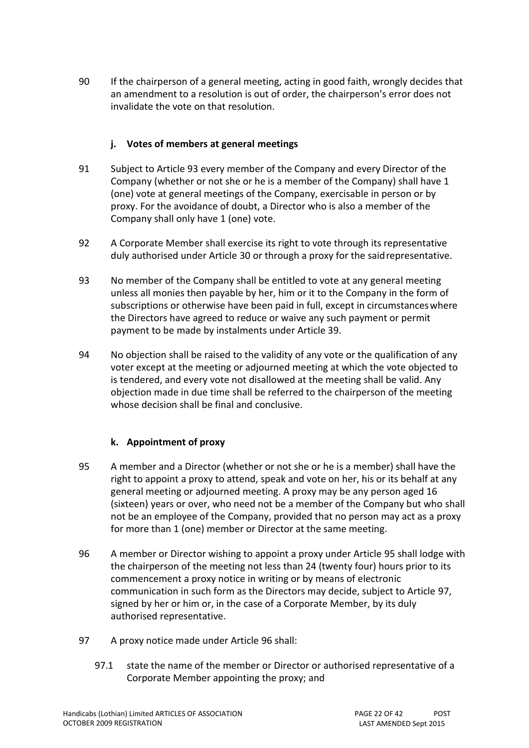90 If the chairperson of a general meeting, acting in good faith, wrongly decides that an amendment to a resolution is out of order, the chairperson's error does not invalidate the vote on that resolution.

### j. Votes of members at general meetings

91 Subject to Article 93 every member of the Company and every Director of the Company (whether or not she or he is a member of the Company) shall have 1 (one) vote at general meetings of the Company, exercisable in person or by proxy. For the avoidance of doubt, a Director who is also a member of the Company shall only have 1 (one) vote.

92 A Corporate Member shall exercise its right to vote through its representative duly authorised under Article 30 or through a proxy for the said representative.

93 No member of the Company shall be entitled to vote at any general meeting unless all monies then payable by her, him or it to the Company in the form of subscriptions or otherwise have been paid in full, except in circumstances where the Directors have agreed to reduce or waive any such payment or permit payment to be made by instalments under Article 39.

94 No objection shall be raised to the validity of any vote or the qualification of any voter except at the meeting or adjourned meeting at which the vote objected to is tendered, and every vote not disallowed at the meeting shall be valid. Any objection made in due time shall be referred to the chairperson of the meeting whose decision shall be final and conclusive.

### k. Appointment of proxy

95 A member and a Director (whether or not she or he is a member) shall have the right to appoint a proxy to attend, speak and vote on her, his or its behalf at any general meeting or adjourned meeting. A proxy may be any person aged 16 (sixteen) years or over, who need not be a member of the Company but who shall not be an employee of the Company, provided that no person may act as a proxy for more than 1 (one) member or Director at the same meeting.

96 A member or Director wishing to appoint a proxy under Article 95 shall lodge with the chairperson of the meeting not less than 24 (twenty four) hours prior to its commencement a proxy notice in writing or by means of electronic communication in such form as the Directors may decide, subject to Article 97, signed by her or him or, in the case of a Corporate Member, by its duly authorised representative.

97 A proxy notice made under Article 96 shall:

97.1 state the name of the member or Director or authorised representative of a Corporate Member appointing the proxy; and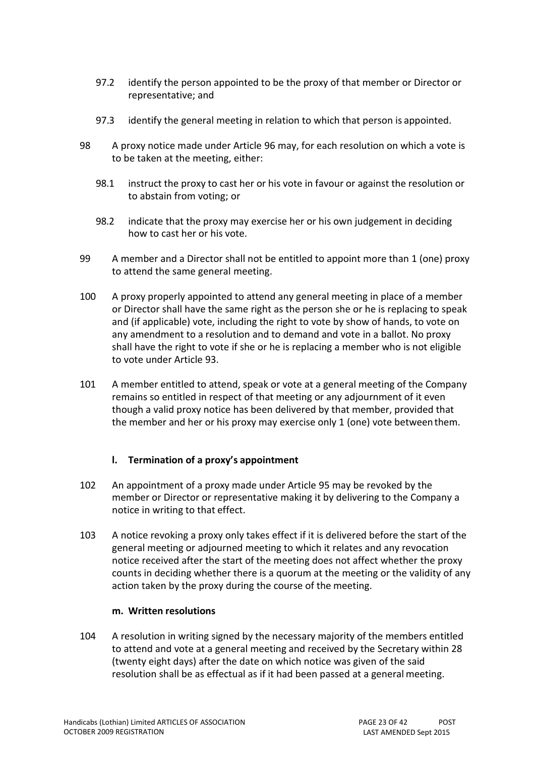97.2 identify the person appointed to be the proxy of that member or Director or representative; and

97.3 identify the general meeting in relation to which that person is appointed.

98 A proxy notice made under Article 96 may, for each resolution on which a vote is to be taken at the meeting, either:

98.1 instruct the proxy to cast her or his vote in favour or against the resolution or to abstain from voting; or

98.2 indicate that the proxy may exercise her or his own judgement in deciding how to cast her or his vote.

99 A member and a Director shall not be entitled to appoint more than 1 (one) proxy to attend the same general meeting.

100 A proxy properly appointed to attend any general meeting in place of a member or Director shall have the same right as the person she or he is replacing to speak and (if applicable) vote, including the right to vote by show of hands, to vote on any amendment to a resolution and to demand and vote in a ballot. No proxy shall have the right to vote if she or he is replacing a member who is not eligible to vote under Article 93.

101 A member entitled to attend, speak or vote at a general meeting of the Company remains so entitled in respect of that meeting or any adjournment of it even though a valid proxy notice has been delivered by that member, provided that the member and her or his proxy may exercise only 1 (one) vote between them.

### l. Termination of a proxy's appointment

102 An appointment of a proxy made under Article 95 may be revoked by the member or Director or representative making it by delivering to the Company a notice in writing to that effect.

103 A notice revoking a proxy only takes effect if it is delivered before the start of the general meeting or adjourned meeting to which it relates and any revocation notice received after the start of the meeting does not affect whether the proxy counts in deciding whether there is a quorum at the meeting or the validity of any action taken by the proxy during the course of the meeting.

### m. Written resolutions

104 A resolution in writing signed by the necessary majority of the members entitled to attend and vote at a general meeting and received by the Secretary within 28 (twenty eight days) after the date on which notice was given of the said resolution shall be as effectual as if it had been passed at a general meeting.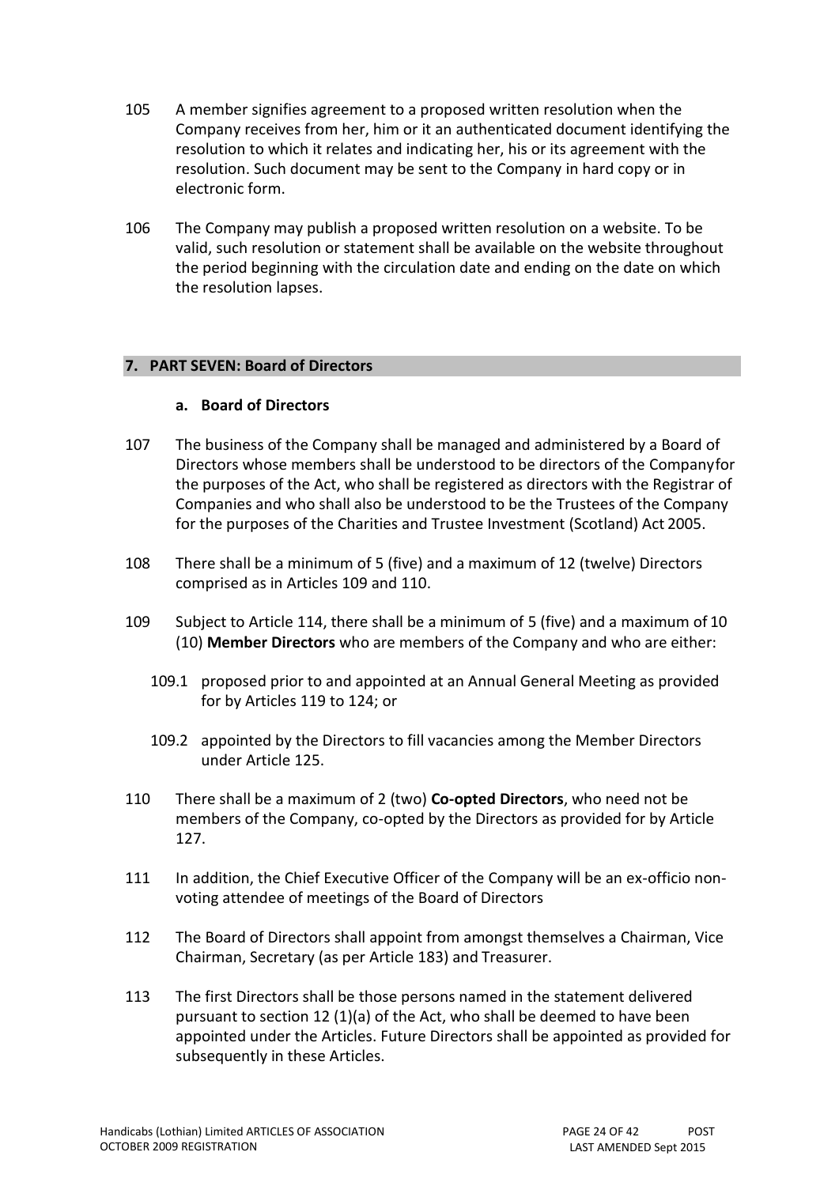105 A member signifies agreement to a proposed written resolution when the Company receives from her, him or it an authenticated document identifying the resolution to which it relates and indicating her, his or its agreement with the resolution. Such document may be sent to the Company in hard copy or in electronic form.

106 The Company may publish a proposed written resolution on a website. To be valid, such resolution or statement shall be available on the website throughout the period beginning with the circulation date and ending on the date on which the resolution lapses.

## 7. PART SEVEN: Board of Directors

### a. Board of Directors

107 The business of the Company shall be managed and administered by a Board of Directors whose members shall be understood to be directors of the Companyfor the purposes of the Act, who shall be registered as directors with the Registrar of Companies and who shall also be understood to be the Trustees of the Company for the purposes of the Charities and Trustee Investment (Scotland) Act 2005.

108 There shall be a minimum of 5 (five) and a maximum of 12 (twelve) Directors comprised as in Articles 109 and 110.

109 Subject to Article 114, there shall be a minimum of 5 (five) and a maximum of 10 (10) **Member Directors** who are members of the Company and who are either:

109.1 proposed prior to and appointed at an Annual General Meeting as provided for by Articles 119 to 124; or

109.2 appointed by the Directors to fill vacancies among the Member Directors under Article 125.

110 There shall be a maximum of 2 (two) **Co-opted Directors**, who need not be members of the Company, co-opted by the Directors as provided for by Article 127.

111 In addition, the Chief Executive Officer of the Company will be an ex-officio non-voting attendee of meetings of the Board of Directors

112 The Board of Directors shall appoint from amongst themselves a Chairman, Vice Chairman, Secretary (as per Article 183) and Treasurer.

113 The first Directors shall be those persons named in the statement delivered pursuant to section 12 (1)(a) of the Act, who shall be deemed to have been appointed under the Articles. Future Directors shall be appointed as provided for subsequently in these Articles.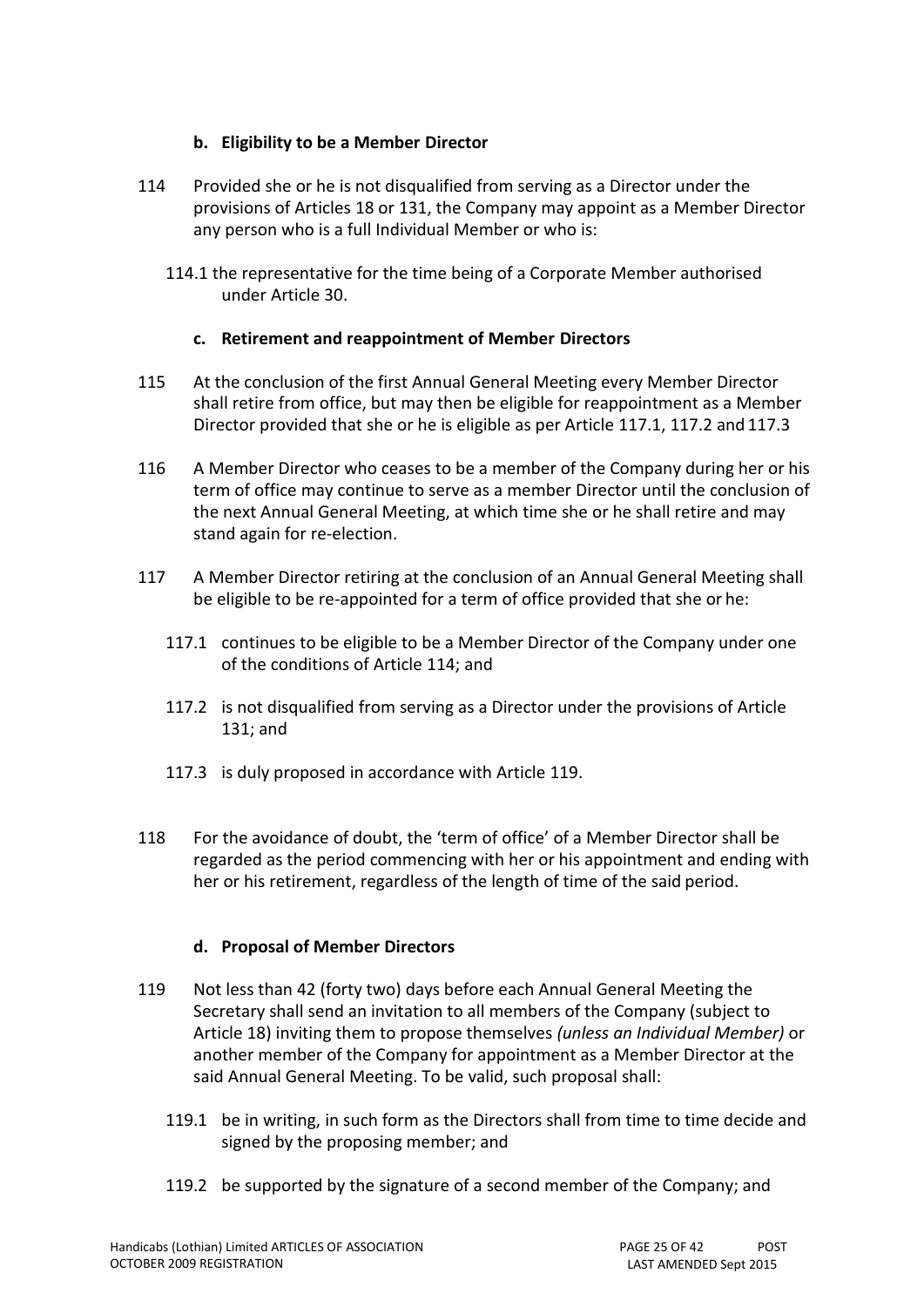### b. Eligibility to be a Member Director

114 Provided she or he is not disqualified from serving as a Director under the provisions of Articles 18 or 131, the Company may appoint as a Member Director any person who is a full Individual Member or who is:

114.1 the representative for the time being of a Corporate Member authorised under Article 30.

### c. Retirement and reappointment of Member Directors

115 At the conclusion of the first Annual General Meeting every Member Director shall retire from office, but may then be eligible for reappointment as a Member Director provided that she or he is eligible as per Article 117.1, 117.2 and 117.3

116 A Member Director who ceases to be a member of the Company during her or his term of office may continue to serve as a member Director until the conclusion of the next Annual General Meeting, at which time she or he shall retire and may stand again for re-election.

117 A Member Director retiring at the conclusion of an Annual General Meeting shall be eligible to be re-appointed for a term of office provided that she or he:

117.1 continues to be eligible to be a Member Director of the Company under one of the conditions of Article 114; and

117.2 is not disqualified from serving as a Director under the provisions of Article 131; and

117.3 is duly proposed in accordance with Article 119.

118 For the avoidance of doubt, the 'term of office' of a Member Director shall be regarded as the period commencing with her or his appointment and ending with her or his retirement, regardless of the length of time of the said period.

### d. Proposal of Member Directors

119 Not less than 42 (forty two) days before each Annual General Meeting the Secretary shall send an invitation to all members of the Company (subject to Article 18) inviting them to propose themselves *(unless an Individual Member)* or another member of the Company for appointment as a Member Director at the said Annual General Meeting. To be valid, such proposal shall:

119.1 be in writing, in such form as the Directors shall from time to time decide and signed by the proposing member; and

119.2 be supported by the signature of a second member of the Company; and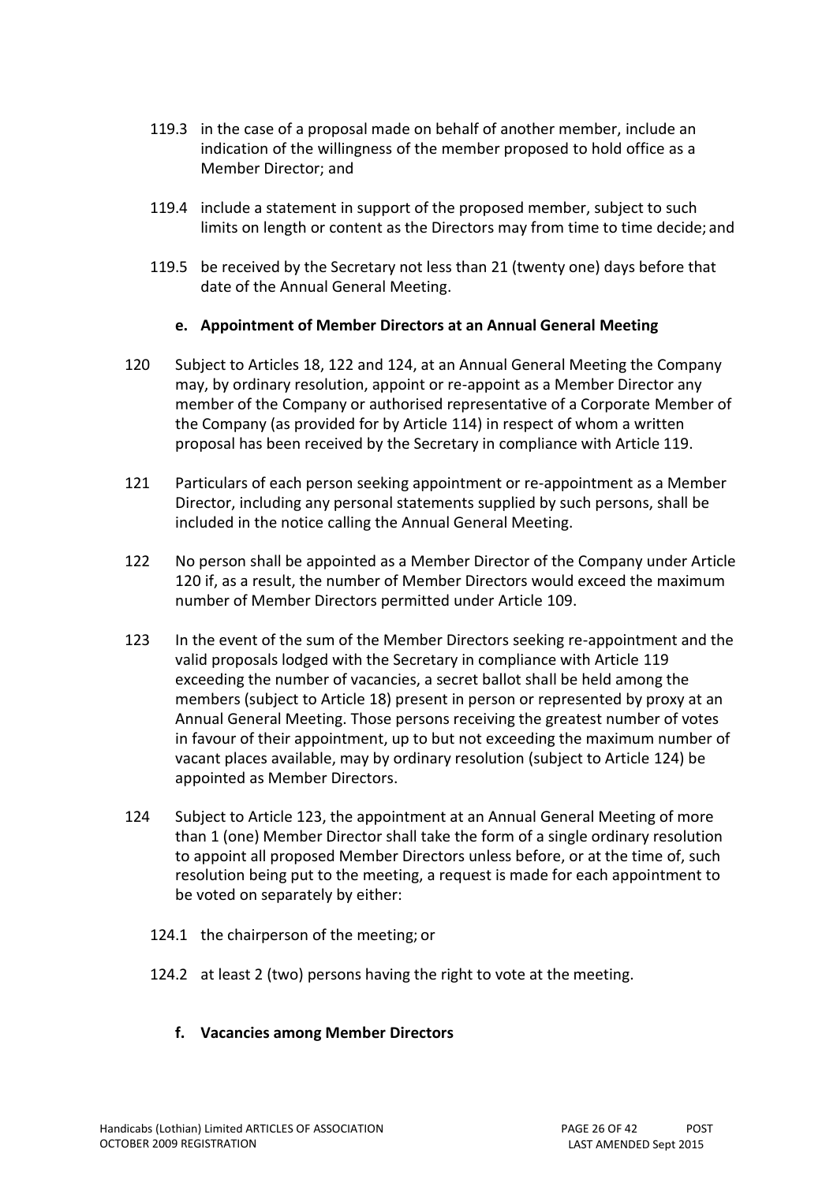119.3 in the case of a proposal made on behalf of another member, include an indication of the willingness of the member proposed to hold office as a Member Director; and

119.4 include a statement in support of the proposed member, subject to such limits on length or content as the Directors may from time to time decide; and

119.5 be received by the Secretary not less than 21 (twenty one) days before that date of the Annual General Meeting.

**e. Appointment of Member Directors at an Annual General Meeting**

120 Subject to Articles 18, 122 and 124, at an Annual General Meeting the Company may, by ordinary resolution, appoint or re-appoint as a Member Director any member of the Company or authorised representative of a Corporate Member of the Company (as provided for by Article 114) in respect of whom a written proposal has been received by the Secretary in compliance with Article 119.

121 Particulars of each person seeking appointment or re-appointment as a Member Director, including any personal statements supplied by such persons, shall be included in the notice calling the Annual General Meeting.

122 No person shall be appointed as a Member Director of the Company under Article 120 if, as a result, the number of Member Directors would exceed the maximum number of Member Directors permitted under Article 109.

123 In the event of the sum of the Member Directors seeking re-appointment and the valid proposals lodged with the Secretary in compliance with Article 119 exceeding the number of vacancies, a secret ballot shall be held among the members (subject to Article 18) present in person or represented by proxy at an Annual General Meeting. Those persons receiving the greatest number of votes in favour of their appointment, up to but not exceeding the maximum number of vacant places available, may by ordinary resolution (subject to Article 124) be appointed as Member Directors.

124 Subject to Article 123, the appointment at an Annual General Meeting of more than 1 (one) Member Director shall take the form of a single ordinary resolution to appoint all proposed Member Directors unless before, or at the time of, such resolution being put to the meeting, a request is made for each appointment to be voted on separately by either:

124.1 the chairperson of the meeting; or

124.2 at least 2 (two) persons having the right to vote at the meeting.

**f. Vacancies among Member Directors**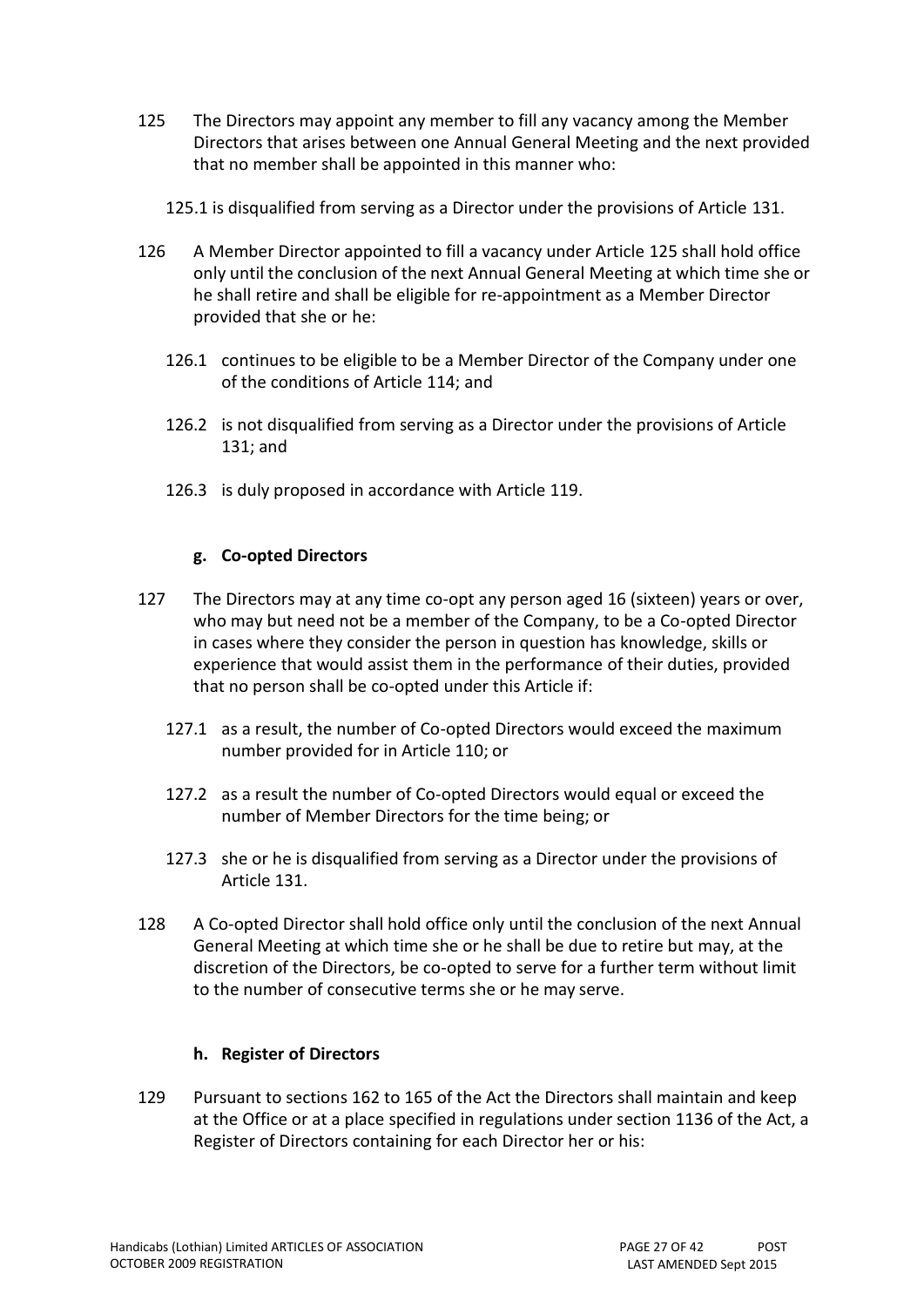125 The Directors may appoint any member to fill any vacancy among the Member Directors that arises between one Annual General Meeting and the next provided that no member shall be appointed in this manner who:

125.1 is disqualified from serving as a Director under the provisions of Article 131.

126 A Member Director appointed to fill a vacancy under Article 125 shall hold office only until the conclusion of the next Annual General Meeting at which time she or he shall retire and shall be eligible for re-appointment as a Member Director provided that she or he:

126.1 continues to be eligible to be a Member Director of the Company under one of the conditions of Article 114; and

126.2 is not disqualified from serving as a Director under the provisions of Article 131; and

126.3 is duly proposed in accordance with Article 119.

#### g. Co-opted Directors

127 The Directors may at any time co-opt any person aged 16 (sixteen) years or over, who may but need not be a member of the Company, to be a Co-opted Director in cases where they consider the person in question has knowledge, skills or experience that would assist them in the performance of their duties, provided that no person shall be co-opted under this Article if:

127.1 as a result, the number of Co-opted Directors would exceed the maximum number provided for in Article 110; or

127.2 as a result the number of Co-opted Directors would equal or exceed the number of Member Directors for the time being; or

127.3 she or he is disqualified from serving as a Director under the provisions of Article 131.

128 A Co-opted Director shall hold office only until the conclusion of the next Annual General Meeting at which time she or he shall be due to retire but may, at the discretion of the Directors, be co-opted to serve for a further term without limit to the number of consecutive terms she or he may serve.

#### h. Register of Directors

129 Pursuant to sections 162 to 165 of the Act the Directors shall maintain and keep at the Office or at a place specified in regulations under section 1136 of the Act, a Register of Directors containing for each Director her or his: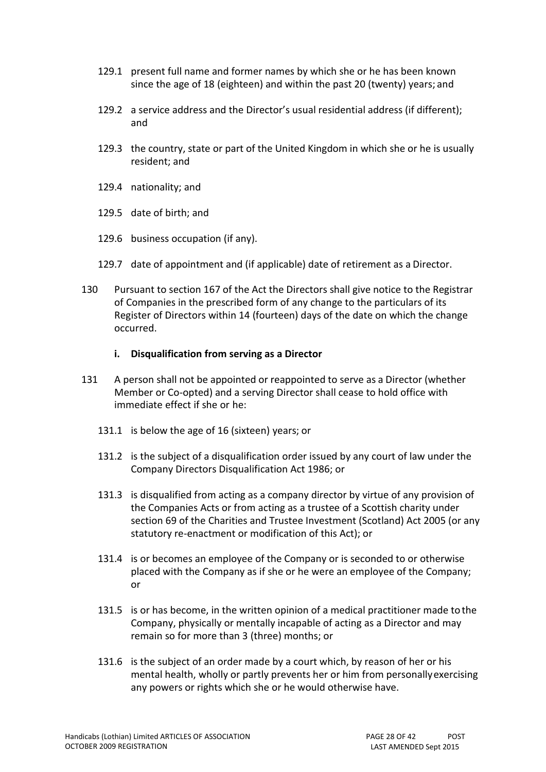129.1 present full name and former names by which she or he has been known since the age of 18 (eighteen) and within the past 20 (twenty) years; and

129.2 a service address and the Director's usual residential address (if different); and

129.3 the country, state or part of the United Kingdom in which she or he is usually resident; and

129.4 nationality; and

129.5 date of birth; and

129.6 business occupation (if any).

129.7 date of appointment and (if applicable) date of retirement as a Director.

130 Pursuant to section 167 of the Act the Directors shall give notice to the Registrar of Companies in the prescribed form of any change to the particulars of its Register of Directors within 14 (fourteen) days of the date on which the change occurred.

### i. Disqualification from serving as a Director

131 A person shall not be appointed or reappointed to serve as a Director (whether Member or Co-opted) and a serving Director shall cease to hold office with immediate effect if she or he:

131.1 is below the age of 16 (sixteen) years; or

131.2 is the subject of a disqualification order issued by any court of law under the Company Directors Disqualification Act 1986; or

131.3 is disqualified from acting as a company director by virtue of any provision of the Companies Acts or from acting as a trustee of a Scottish charity under section 69 of the Charities and Trustee Investment (Scotland) Act 2005 (or any statutory re-enactment or modification of this Act); or

131.4 is or becomes an employee of the Company or is seconded to or otherwise placed with the Company as if she or he were an employee of the Company; or

131.5 is or has become, in the written opinion of a medical practitioner made to the Company, physically or mentally incapable of acting as a Director and may remain so for more than 3 (three) months; or

131.6 is the subject of an order made by a court which, by reason of her or his mental health, wholly or partly prevents her or him from personally exercising any powers or rights which she or he would otherwise have.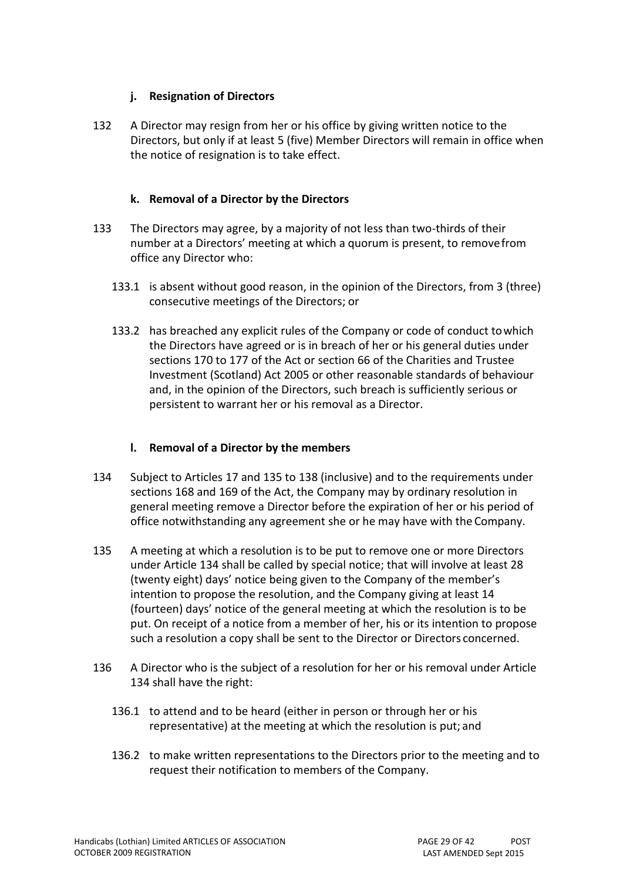### j. Resignation of Directors

132 A Director may resign from her or his office by giving written notice to the Directors, but only if at least 5 (five) Member Directors will remain in office when the notice of resignation is to take effect.

### k. Removal of a Director by the Directors

133 The Directors may agree, by a majority of not less than two-thirds of their number at a Directors' meeting at which a quorum is present, to remove from office any Director who:

133.1 is absent without good reason, in the opinion of the Directors, from 3 (three) consecutive meetings of the Directors; or

133.2 has breached any explicit rules of the Company or code of conduct to which the Directors have agreed or is in breach of her or his general duties under sections 170 to 177 of the Act or section 66 of the Charities and Trustee Investment (Scotland) Act 2005 or other reasonable standards of behaviour and, in the opinion of the Directors, such breach is sufficiently serious or persistent to warrant her or his removal as a Director.

### l. Removal of a Director by the members

134 Subject to Articles 17 and 135 to 138 (inclusive) and to the requirements under sections 168 and 169 of the Act, the Company may by ordinary resolution in general meeting remove a Director before the expiration of her or his period of office notwithstanding any agreement she or he may have with the Company.

135 A meeting at which a resolution is to be put to remove one or more Directors under Article 134 shall be called by special notice; that will involve at least 28 (twenty eight) days' notice being given to the Company of the member's intention to propose the resolution, and the Company giving at least 14 (fourteen) days' notice of the general meeting at which the resolution is to be put. On receipt of a notice from a member of her, his or its intention to propose such a resolution a copy shall be sent to the Director or Directors concerned.

136 A Director who is the subject of a resolution for her or his removal under Article 134 shall have the right:

136.1 to attend and to be heard (either in person or through her or his representative) at the meeting at which the resolution is put; and

136.2 to make written representations to the Directors prior to the meeting and to request their notification to members of the Company.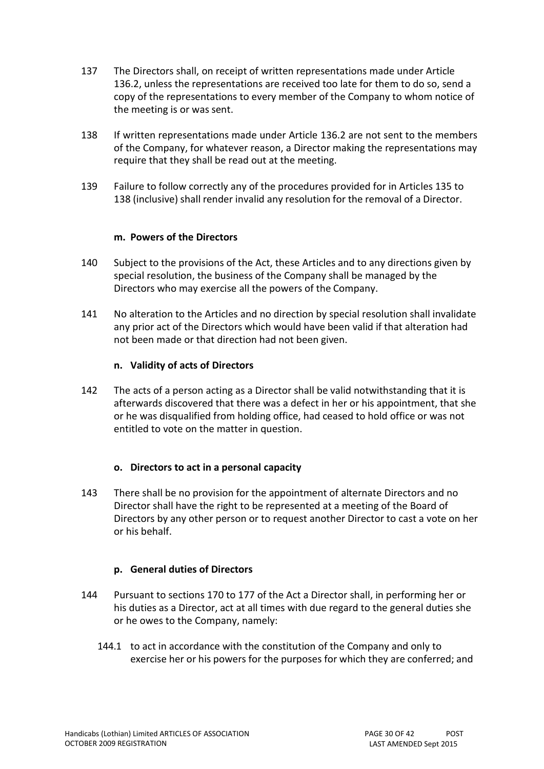137 The Directors shall, on receipt of written representations made under Article 136.2, unless the representations are received too late for them to do so, send a copy of the representations to every member of the Company to whom notice of the meeting is or was sent.

138 If written representations made under Article 136.2 are not sent to the members of the Company, for whatever reason, a Director making the representations may require that they shall be read out at the meeting.

139 Failure to follow correctly any of the procedures provided for in Articles 135 to 138 (inclusive) shall render invalid any resolution for the removal of a Director.

### m. Powers of the Directors

140 Subject to the provisions of the Act, these Articles and to any directions given by special resolution, the business of the Company shall be managed by the Directors who may exercise all the powers of the Company.

141 No alteration to the Articles and no direction by special resolution shall invalidate any prior act of the Directors which would have been valid if that alteration had not been made or that direction had not been given.

### n. Validity of acts of Directors

142 The acts of a person acting as a Director shall be valid notwithstanding that it is afterwards discovered that there was a defect in her or his appointment, that she or he was disqualified from holding office, had ceased to hold office or was not entitled to vote on the matter in question.

### o. Directors to act in a personal capacity

143 There shall be no provision for the appointment of alternate Directors and no Director shall have the right to be represented at a meeting of the Board of Directors by any other person or to request another Director to cast a vote on her or his behalf.

### p. General duties of Directors

144 Pursuant to sections 170 to 177 of the Act a Director shall, in performing her or his duties as a Director, act at all times with due regard to the general duties she or he owes to the Company, namely:

144.1 to act in accordance with the constitution of the Company and only to exercise her or his powers for the purposes for which they are conferred; and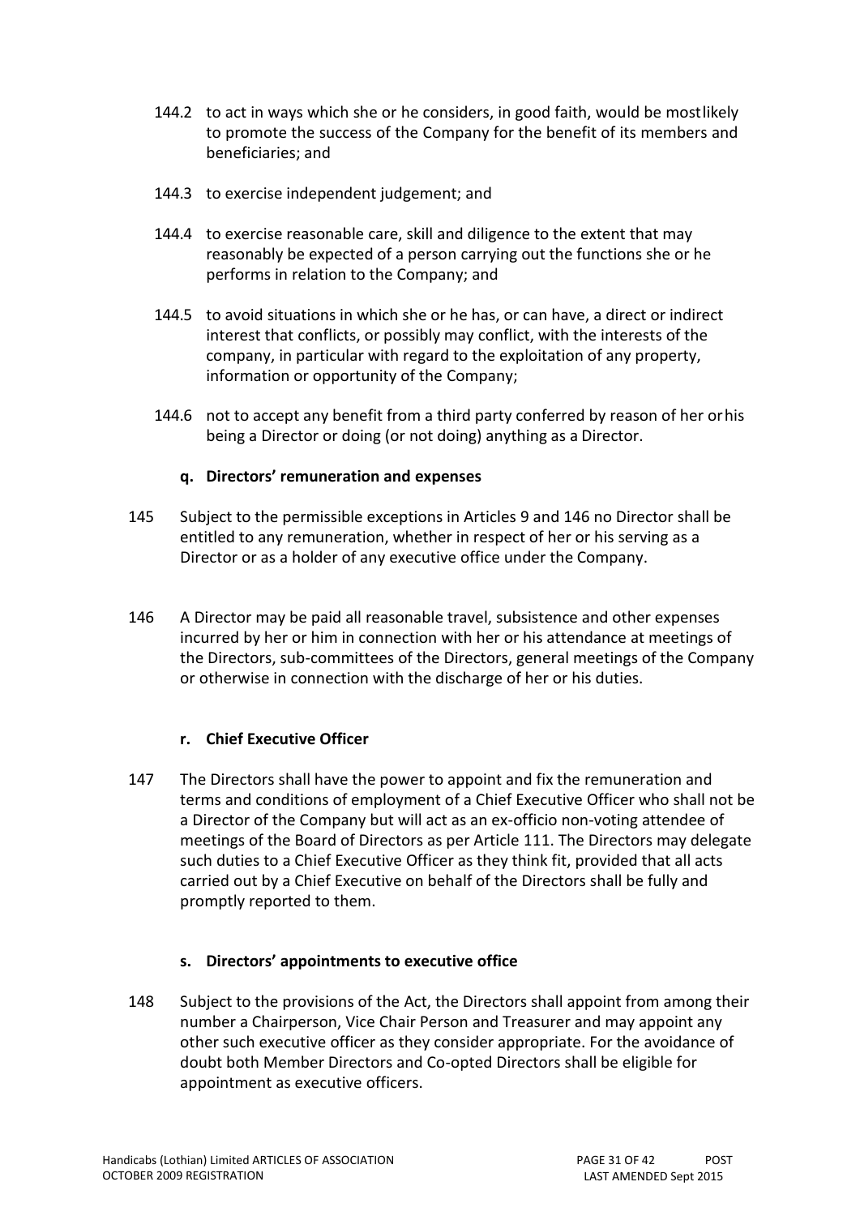144.2 to act in ways which she or he considers, in good faith, would be most likely to promote the success of the Company for the benefit of its members and beneficiaries; and

144.3 to exercise independent judgement; and

144.4 to exercise reasonable care, skill and diligence to the extent that may reasonably be expected of a person carrying out the functions she or he performs in relation to the Company; and

144.5 to avoid situations in which she or he has, or can have, a direct or indirect interest that conflicts, or possibly may conflict, with the interests of the company, in particular with regard to the exploitation of any property, information or opportunity of the Company;

144.6 not to accept any benefit from a third party conferred by reason of her or his being a Director or doing (or not doing) anything as a Director.

#### q. Directors' remuneration and expenses

145 Subject to the permissible exceptions in Articles 9 and 146 no Director shall be entitled to any remuneration, whether in respect of her or his serving as a Director or as a holder of any executive office under the Company.

146 A Director may be paid all reasonable travel, subsistence and other expenses incurred by her or him in connection with her or his attendance at meetings of the Directors, sub-committees of the Directors, general meetings of the Company or otherwise in connection with the discharge of her or his duties.

#### r. Chief Executive Officer

147 The Directors shall have the power to appoint and fix the remuneration and terms and conditions of employment of a Chief Executive Officer who shall not be a Director of the Company but will act as an ex-officio non-voting attendee of meetings of the Board of Directors as per Article 111. The Directors may delegate such duties to a Chief Executive Officer as they think fit, provided that all acts carried out by a Chief Executive on behalf of the Directors shall be fully and promptly reported to them.

#### s. Directors' appointments to executive office

148 Subject to the provisions of the Act, the Directors shall appoint from among their number a Chairperson, Vice Chair Person and Treasurer and may appoint any other such executive officer as they consider appropriate. For the avoidance of doubt both Member Directors and Co-opted Directors shall be eligible for appointment as executive officers.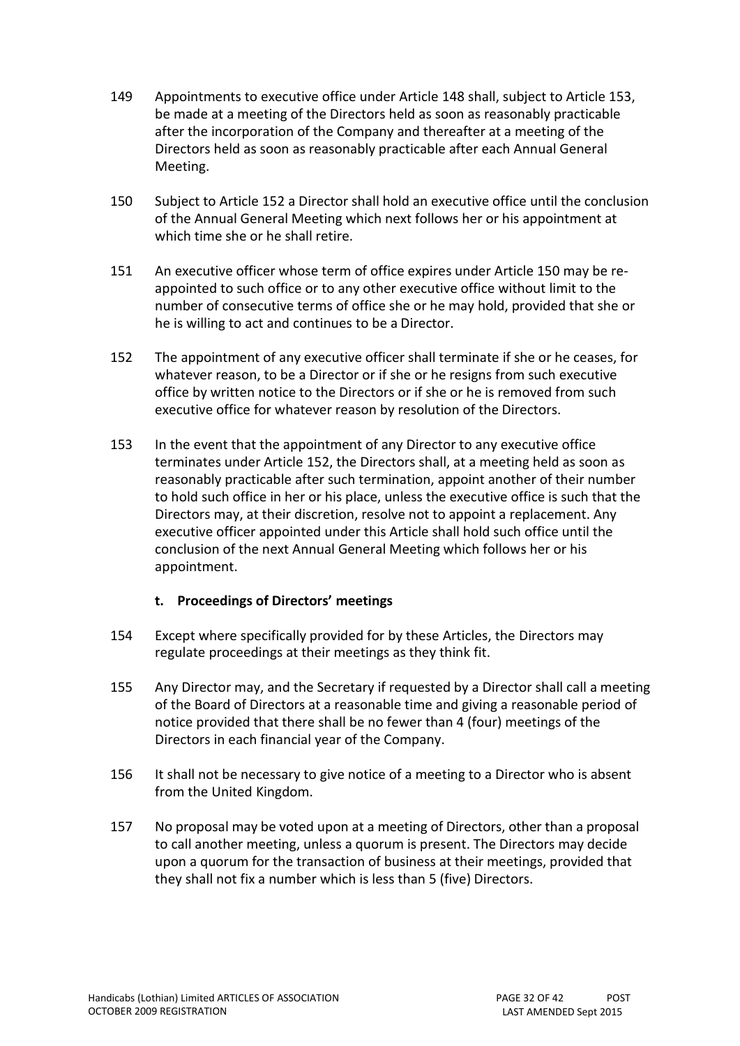149 Appointments to executive office under Article 148 shall, subject to Article 153, be made at a meeting of the Directors held as soon as reasonably practicable after the incorporation of the Company and thereafter at a meeting of the Directors held as soon as reasonably practicable after each Annual General Meeting.

150 Subject to Article 152 a Director shall hold an executive office until the conclusion of the Annual General Meeting which next follows her or his appointment at which time she or he shall retire.

151 An executive officer whose term of office expires under Article 150 may be re-appointed to such office or to any other executive office without limit to the number of consecutive terms of office she or he may hold, provided that she or he is willing to act and continues to be a Director.

152 The appointment of any executive officer shall terminate if she or he ceases, for whatever reason, to be a Director or if she or he resigns from such executive office by written notice to the Directors or if she or he is removed from such executive office for whatever reason by resolution of the Directors.

153 In the event that the appointment of any Director to any executive office terminates under Article 152, the Directors shall, at a meeting held as soon as reasonably practicable after such termination, appoint another of their number to hold such office in her or his place, unless the executive office is such that the Directors may, at their discretion, resolve not to appoint a replacement. Any executive officer appointed under this Article shall hold such office until the conclusion of the next Annual General Meeting which follows her or his appointment.

### t. Proceedings of Directors' meetings

154 Except where specifically provided for by these Articles, the Directors may regulate proceedings at their meetings as they think fit.

155 Any Director may, and the Secretary if requested by a Director shall call a meeting of the Board of Directors at a reasonable time and giving a reasonable period of notice provided that there shall be no fewer than 4 (four) meetings of the Directors in each financial year of the Company.

156 It shall not be necessary to give notice of a meeting to a Director who is absent from the United Kingdom.

157 No proposal may be voted upon at a meeting of Directors, other than a proposal to call another meeting, unless a quorum is present. The Directors may decide upon a quorum for the transaction of business at their meetings, provided that they shall not fix a number which is less than 5 (five) Directors.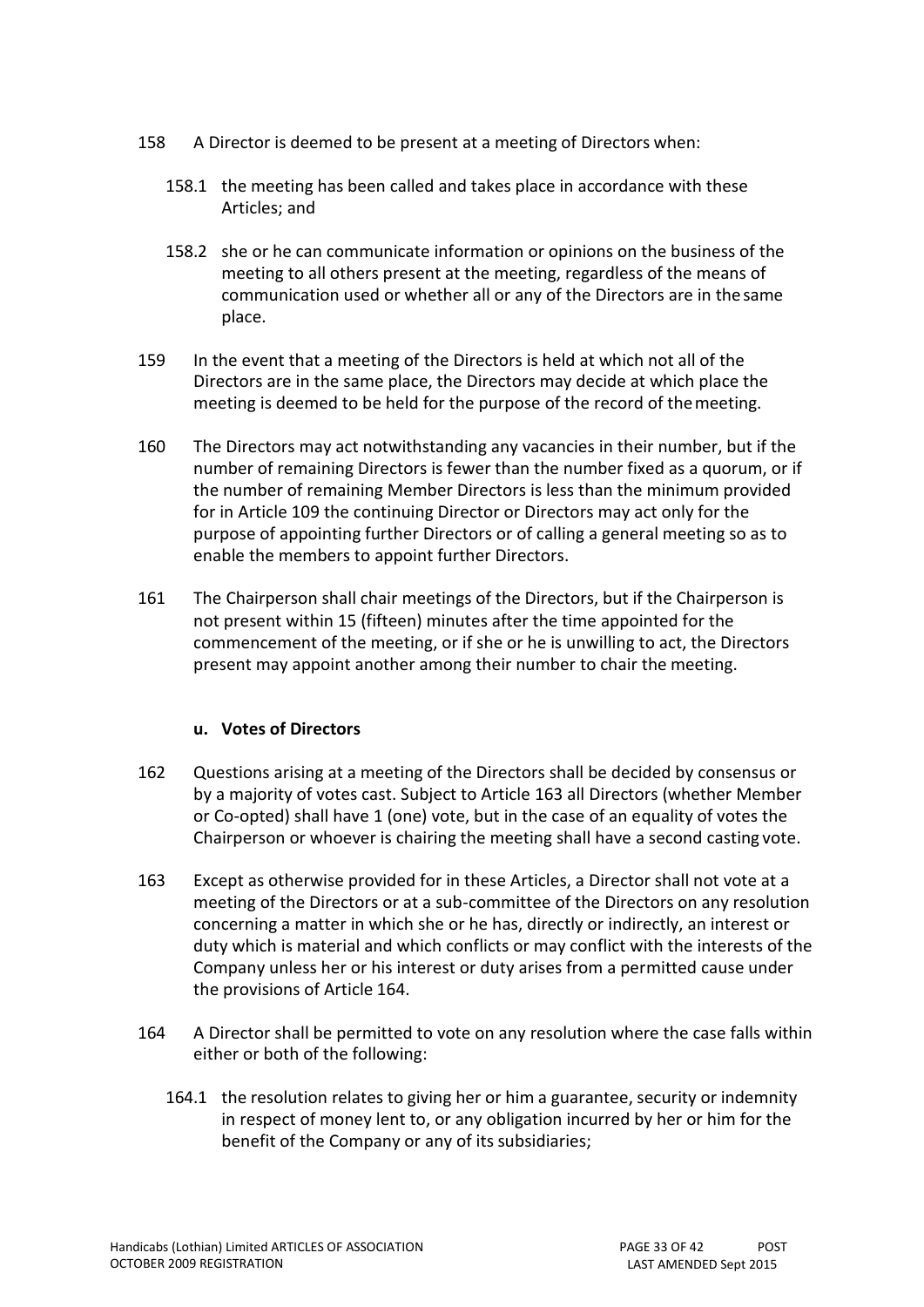158 A Director is deemed to be present at a meeting of Directors when:

158.1 the meeting has been called and takes place in accordance with these Articles; and

158.2 she or he can communicate information or opinions on the business of the meeting to all others present at the meeting, regardless of the means of communication used or whether all or any of the Directors are in the same place.

159 In the event that a meeting of the Directors is held at which not all of the Directors are in the same place, the Directors may decide at which place the meeting is deemed to be held for the purpose of the record of the meeting.

160 The Directors may act notwithstanding any vacancies in their number, but if the number of remaining Directors is fewer than the number fixed as a quorum, or if the number of remaining Member Directors is less than the minimum provided for in Article 109 the continuing Director or Directors may act only for the purpose of appointing further Directors or of calling a general meeting so as to enable the members to appoint further Directors.

161 The Chairperson shall chair meetings of the Directors, but if the Chairperson is not present within 15 (fifteen) minutes after the time appointed for the commencement of the meeting, or if she or he is unwilling to act, the Directors present may appoint another among their number to chair the meeting.

### u. Votes of Directors

162 Questions arising at a meeting of the Directors shall be decided by consensus or by a majority of votes cast. Subject to Article 163 all Directors (whether Member or Co-opted) shall have 1 (one) vote, but in the case of an equality of votes the Chairperson or whoever is chairing the meeting shall have a second casting vote.

163 Except as otherwise provided for in these Articles, a Director shall not vote at a meeting of the Directors or at a sub-committee of the Directors on any resolution concerning a matter in which she or he has, directly or indirectly, an interest or duty which is material and which conflicts or may conflict with the interests of the Company unless her or his interest or duty arises from a permitted cause under the provisions of Article 164.

164 A Director shall be permitted to vote on any resolution where the case falls within either or both of the following:

164.1 the resolution relates to giving her or him a guarantee, security or indemnity in respect of money lent to, or any obligation incurred by her or him for the benefit of the Company or any of its subsidiaries;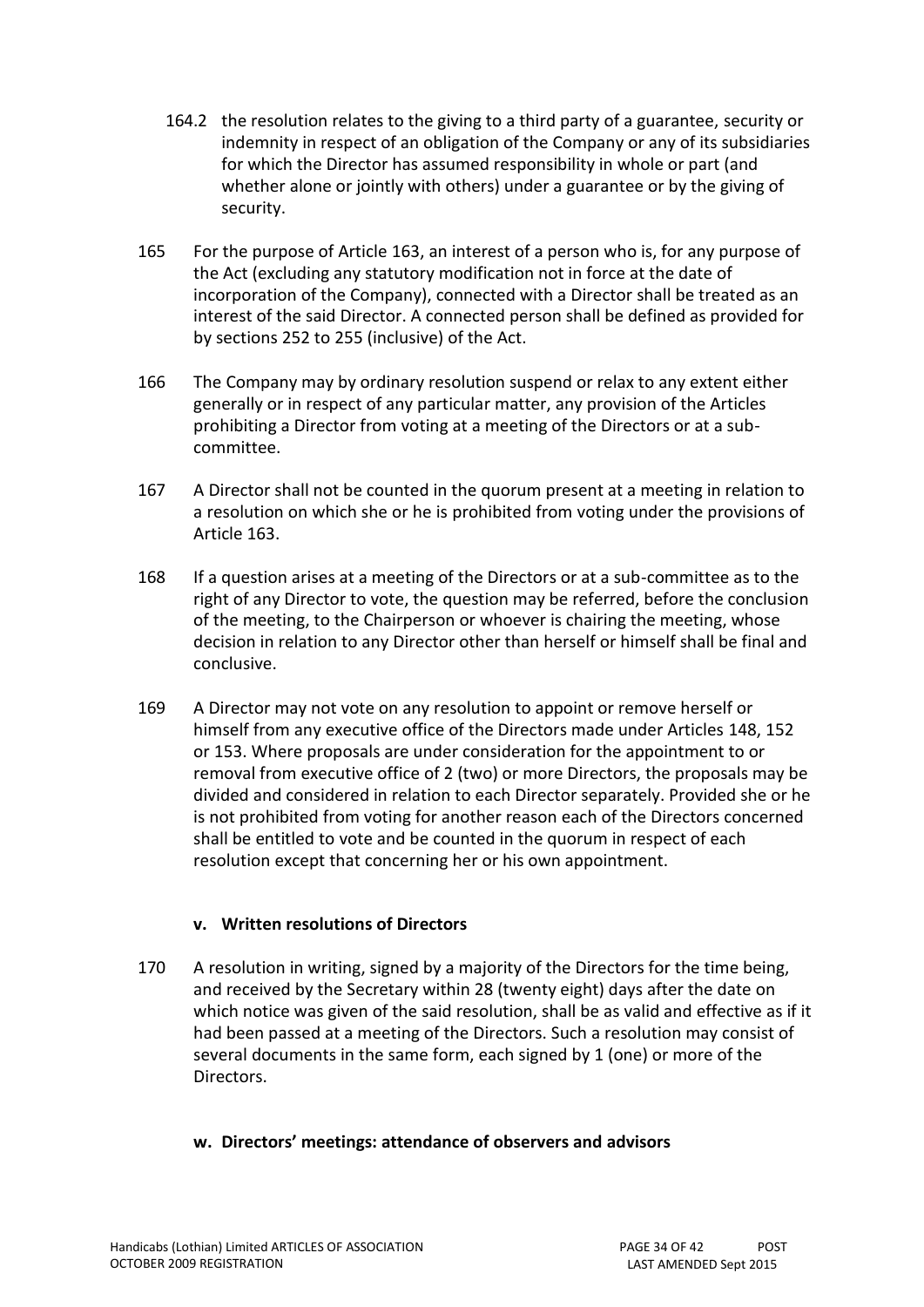164.2 the resolution relates to the giving to a third party of a guarantee, security or indemnity in respect of an obligation of the Company or any of its subsidiaries for which the Director has assumed responsibility in whole or part (and whether alone or jointly with others) under a guarantee or by the giving of security.

165 For the purpose of Article 163, an interest of a person who is, for any purpose of the Act (excluding any statutory modification not in force at the date of incorporation of the Company), connected with a Director shall be treated as an interest of the said Director. A connected person shall be defined as provided for by sections 252 to 255 (inclusive) of the Act.

166 The Company may by ordinary resolution suspend or relax to any extent either generally or in respect of any particular matter, any provision of the Articles prohibiting a Director from voting at a meeting of the Directors or at a sub-committee.

167 A Director shall not be counted in the quorum present at a meeting in relation to a resolution on which she or he is prohibited from voting under the provisions of Article 163.

168 If a question arises at a meeting of the Directors or at a sub-committee as to the right of any Director to vote, the question may be referred, before the conclusion of the meeting, to the Chairperson or whoever is chairing the meeting, whose decision in relation to any Director other than herself or himself shall be final and conclusive.

169 A Director may not vote on any resolution to appoint or remove herself or himself from any executive office of the Directors made under Articles 148, 152 or 153. Where proposals are under consideration for the appointment to or removal from executive office of 2 (two) or more Directors, the proposals may be divided and considered in relation to each Director separately. Provided she or he is not prohibited from voting for another reason each of the Directors concerned shall be entitled to vote and be counted in the quorum in respect of each resolution except that concerning her or his own appointment.

### v. Written resolutions of Directors

170 A resolution in writing, signed by a majority of the Directors for the time being, and received by the Secretary within 28 (twenty eight) days after the date on which notice was given of the said resolution, shall be as valid and effective as if it had been passed at a meeting of the Directors. Such a resolution may consist of several documents in the same form, each signed by 1 (one) or more of the Directors.

### w. Directors' meetings: attendance of observers and advisors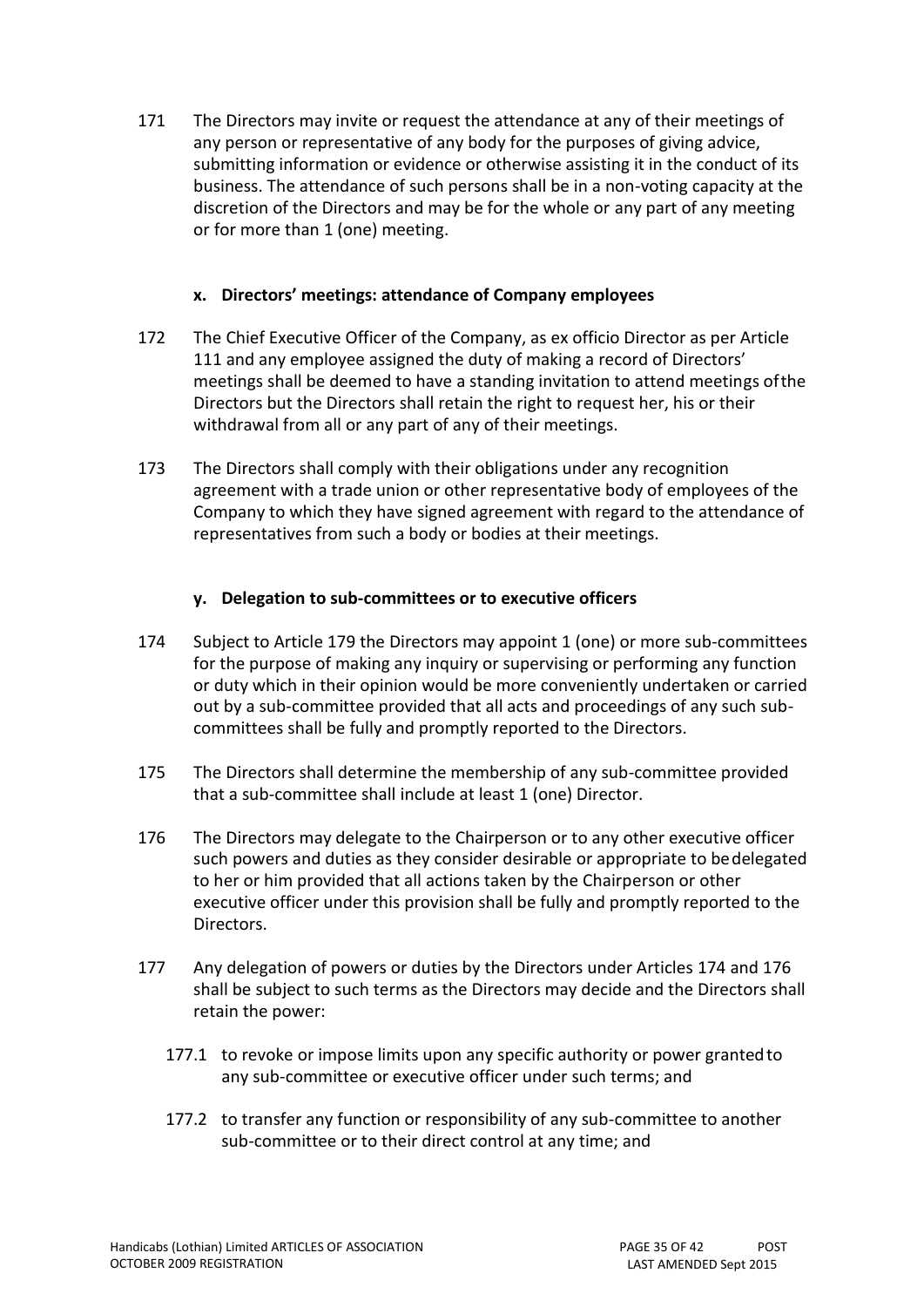171 The Directors may invite or request the attendance at any of their meetings of any person or representative of any body for the purposes of giving advice, submitting information or evidence or otherwise assisting it in the conduct of its business. The attendance of such persons shall be in a non-voting capacity at the discretion of the Directors and may be for the whole or any part of any meeting or for more than 1 (one) meeting.

### x. Directors' meetings: attendance of Company employees

172 The Chief Executive Officer of the Company, as ex officio Director as per Article 111 and any employee assigned the duty of making a record of Directors' meetings shall be deemed to have a standing invitation to attend meetings of the Directors but the Directors shall retain the right to request her, his or their withdrawal from all or any part of any of their meetings.

173 The Directors shall comply with their obligations under any recognition agreement with a trade union or other representative body of employees of the Company to which they have signed agreement with regard to the attendance of representatives from such a body or bodies at their meetings.

### y. Delegation to sub-committees or to executive officers

174 Subject to Article 179 the Directors may appoint 1 (one) or more sub-committees for the purpose of making any inquiry or supervising or performing any function or duty which in their opinion would be more conveniently undertaken or carried out by a sub-committee provided that all acts and proceedings of any such sub-committees shall be fully and promptly reported to the Directors.

175 The Directors shall determine the membership of any sub-committee provided that a sub-committee shall include at least 1 (one) Director.

176 The Directors may delegate to the Chairperson or to any other executive officer such powers and duties as they consider desirable or appropriate to be delegated to her or him provided that all actions taken by the Chairperson or other executive officer under this provision shall be fully and promptly reported to the Directors.

177 Any delegation of powers or duties by the Directors under Articles 174 and 176 shall be subject to such terms as the Directors may decide and the Directors shall retain the power:

177.1 to revoke or impose limits upon any specific authority or power granted to any sub-committee or executive officer under such terms; and

177.2 to transfer any function or responsibility of any sub-committee to another sub-committee or to their direct control at any time; and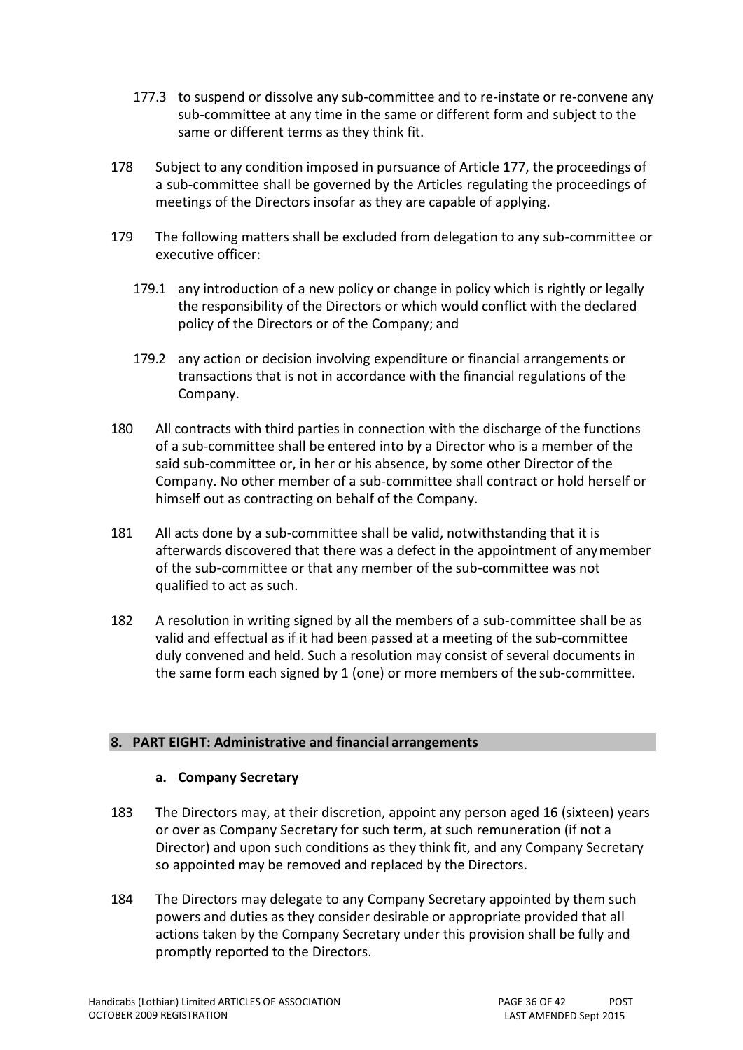177.3 to suspend or dissolve any sub-committee and to re-instate or re-convene any sub-committee at any time in the same or different form and subject to the same or different terms as they think fit.

178 Subject to any condition imposed in pursuance of Article 177, the proceedings of a sub-committee shall be governed by the Articles regulating the proceedings of meetings of the Directors insofar as they are capable of applying.

179 The following matters shall be excluded from delegation to any sub-committee or executive officer:

179.1 any introduction of a new policy or change in policy which is rightly or legally the responsibility of the Directors or which would conflict with the declared policy of the Directors or of the Company; and

179.2 any action or decision involving expenditure or financial arrangements or transactions that is not in accordance with the financial regulations of the Company.

180 All contracts with third parties in connection with the discharge of the functions of a sub-committee shall be entered into by a Director who is a member of the said sub-committee or, in her or his absence, by some other Director of the Company. No other member of a sub-committee shall contract or hold herself or himself out as contracting on behalf of the Company.

181 All acts done by a sub-committee shall be valid, notwithstanding that it is afterwards discovered that there was a defect in the appointment of any member of the sub-committee or that any member of the sub-committee was not qualified to act as such.

182 A resolution in writing signed by all the members of a sub-committee shall be as valid and effectual as if it had been passed at a meeting of the sub-committee duly convened and held. Such a resolution may consist of several documents in the same form each signed by 1 (one) or more members of the sub-committee.

## 8. PART EIGHT: Administrative and financial arrangements

### a. Company Secretary

183 The Directors may, at their discretion, appoint any person aged 16 (sixteen) years or over as Company Secretary for such term, at such remuneration (if not a Director) and upon such conditions as they think fit, and any Company Secretary so appointed may be removed and replaced by the Directors.

184 The Directors may delegate to any Company Secretary appointed by them such powers and duties as they consider desirable or appropriate provided that all actions taken by the Company Secretary under this provision shall be fully and promptly reported to the Directors.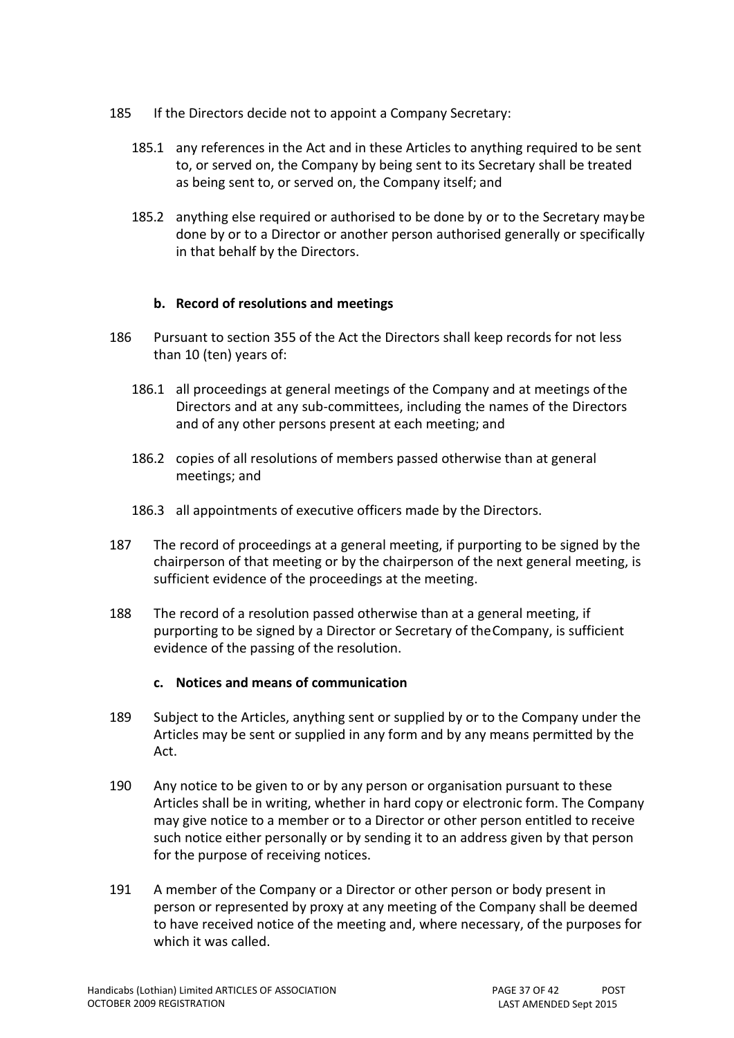185 If the Directors decide not to appoint a Company Secretary:

185.1 any references in the Act and in these Articles to anything required to be sent to, or served on, the Company by being sent to its Secretary shall be treated as being sent to, or served on, the Company itself; and

185.2 anything else required or authorised to be done by or to the Secretary maybe done by or to a Director or another person authorised generally or specifically in that behalf by the Directors.

**b. Record of resolutions and meetings**

186 Pursuant to section 355 of the Act the Directors shall keep records for not less than 10 (ten) years of:

186.1 all proceedings at general meetings of the Company and at meetings of the Directors and at any sub-committees, including the names of the Directors and of any other persons present at each meeting; and

186.2 copies of all resolutions of members passed otherwise than at general meetings; and

186.3 all appointments of executive officers made by the Directors.

187 The record of proceedings at a general meeting, if purporting to be signed by the chairperson of that meeting or by the chairperson of the next general meeting, is sufficient evidence of the proceedings at the meeting.

188 The record of a resolution passed otherwise than at a general meeting, if purporting to be signed by a Director or Secretary of the Company, is sufficient evidence of the passing of the resolution.

**c. Notices and means of communication**

189 Subject to the Articles, anything sent or supplied by or to the Company under the Articles may be sent or supplied in any form and by any means permitted by the Act.

190 Any notice to be given to or by any person or organisation pursuant to these Articles shall be in writing, whether in hard copy or electronic form. The Company may give notice to a member or to a Director or other person entitled to receive such notice either personally or by sending it to an address given by that person for the purpose of receiving notices.

191 A member of the Company or a Director or other person or body present in person or represented by proxy at any meeting of the Company shall be deemed to have received notice of the meeting and, where necessary, of the purposes for which it was called.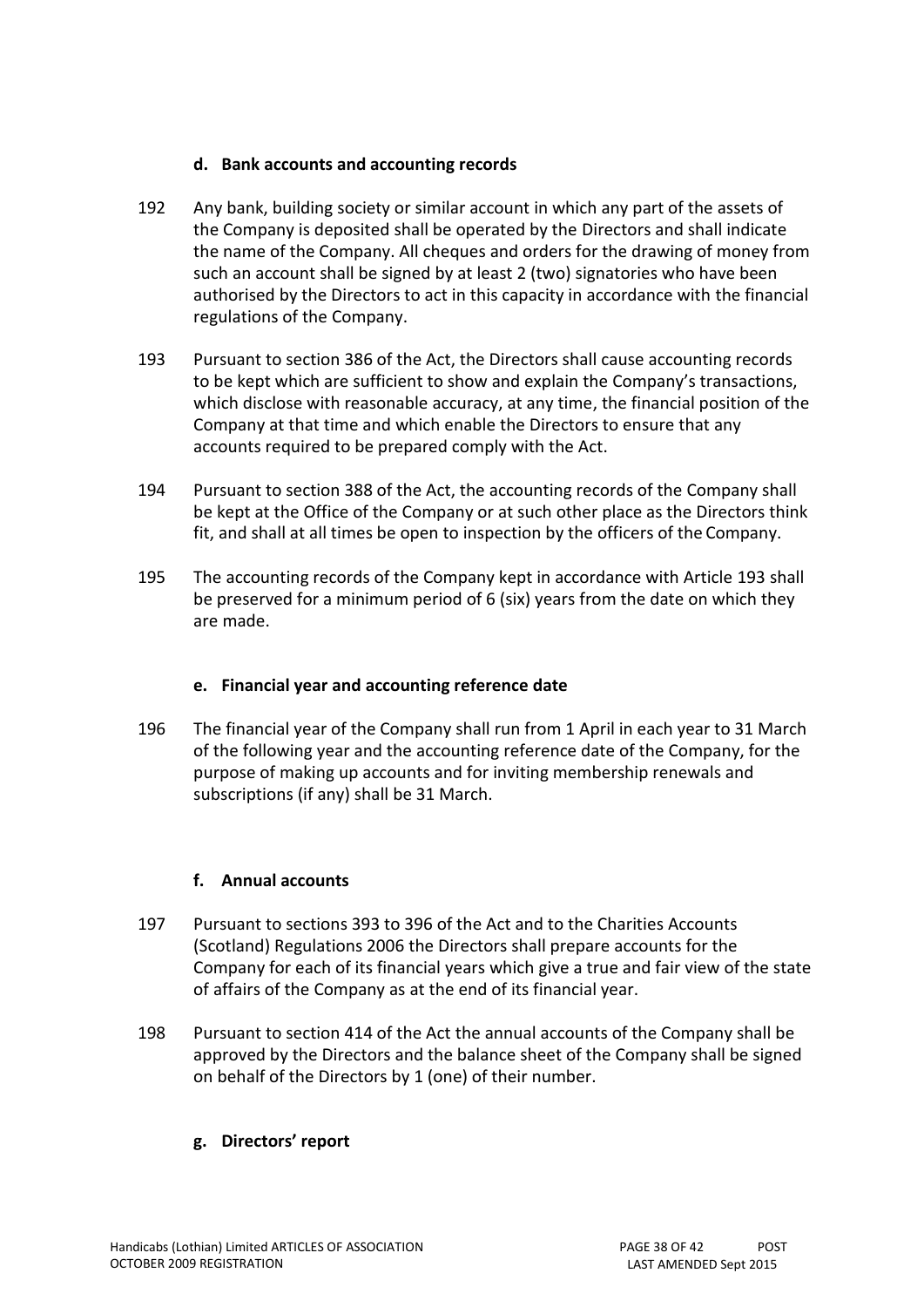### d. Bank accounts and accounting records

192 Any bank, building society or similar account in which any part of the assets of the Company is deposited shall be operated by the Directors and shall indicate the name of the Company. All cheques and orders for the drawing of money from such an account shall be signed by at least 2 (two) signatories who have been authorised by the Directors to act in this capacity in accordance with the financial regulations of the Company.

193 Pursuant to section 386 of the Act, the Directors shall cause accounting records to be kept which are sufficient to show and explain the Company's transactions, which disclose with reasonable accuracy, at any time, the financial position of the Company at that time and which enable the Directors to ensure that any accounts required to be prepared comply with the Act.

194 Pursuant to section 388 of the Act, the accounting records of the Company shall be kept at the Office of the Company or at such other place as the Directors think fit, and shall at all times be open to inspection by the officers of the Company.

195 The accounting records of the Company kept in accordance with Article 193 shall be preserved for a minimum period of 6 (six) years from the date on which they are made.

### e. Financial year and accounting reference date

196 The financial year of the Company shall run from 1 April in each year to 31 March of the following year and the accounting reference date of the Company, for the purpose of making up accounts and for inviting membership renewals and subscriptions (if any) shall be 31 March.

### f. Annual accounts

197 Pursuant to sections 393 to 396 of the Act and to the Charities Accounts (Scotland) Regulations 2006 the Directors shall prepare accounts for the Company for each of its financial years which give a true and fair view of the state of affairs of the Company as at the end of its financial year.

198 Pursuant to section 414 of the Act the annual accounts of the Company shall be approved by the Directors and the balance sheet of the Company shall be signed on behalf of the Directors by 1 (one) of their number.

### g. Directors' report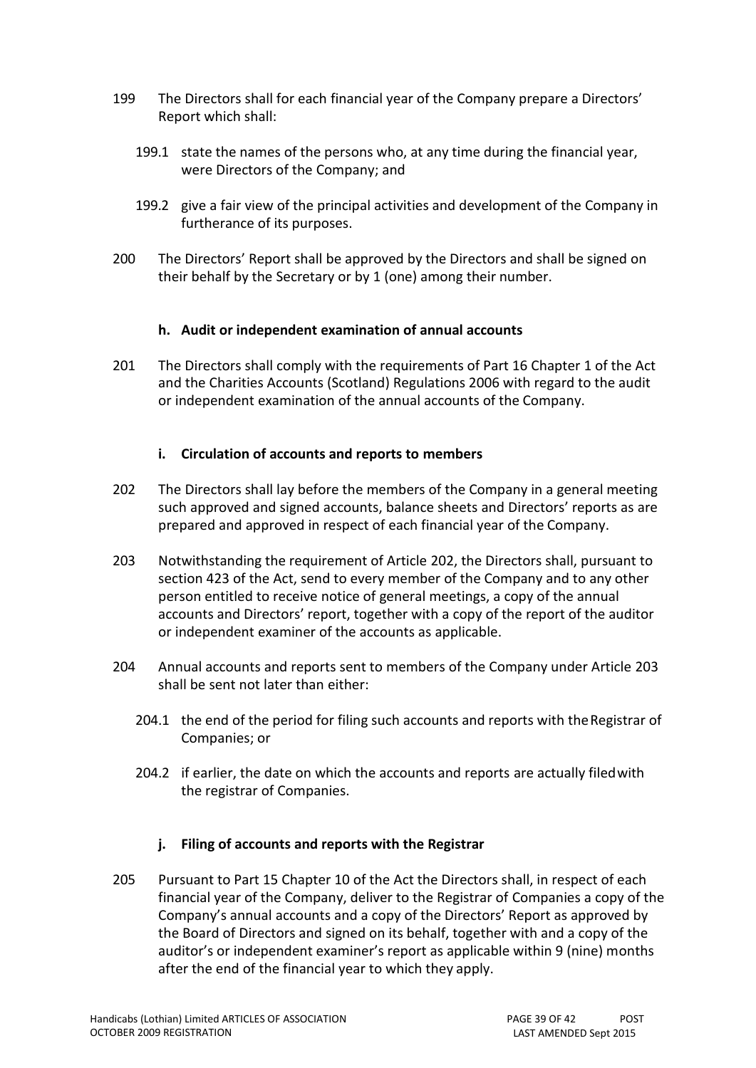199 The Directors shall for each financial year of the Company prepare a Directors' Report which shall:

199.1 state the names of the persons who, at any time during the financial year, were Directors of the Company; and

199.2 give a fair view of the principal activities and development of the Company in furtherance of its purposes.

200 The Directors' Report shall be approved by the Directors and shall be signed on their behalf by the Secretary or by 1 (one) among their number.

### h. Audit or independent examination of annual accounts

201 The Directors shall comply with the requirements of Part 16 Chapter 1 of the Act and the Charities Accounts (Scotland) Regulations 2006 with regard to the audit or independent examination of the annual accounts of the Company.

### i. Circulation of accounts and reports to members

202 The Directors shall lay before the members of the Company in a general meeting such approved and signed accounts, balance sheets and Directors' reports as are prepared and approved in respect of each financial year of the Company.

203 Notwithstanding the requirement of Article 202, the Directors shall, pursuant to section 423 of the Act, send to every member of the Company and to any other person entitled to receive notice of general meetings, a copy of the annual accounts and Directors' report, together with a copy of the report of the auditor or independent examiner of the accounts as applicable.

204 Annual accounts and reports sent to members of the Company under Article 203 shall be sent not later than either:

204.1 the end of the period for filing such accounts and reports with the Registrar of Companies; or

204.2 if earlier, the date on which the accounts and reports are actually filed with the registrar of Companies.

### j. Filing of accounts and reports with the Registrar

205 Pursuant to Part 15 Chapter 10 of the Act the Directors shall, in respect of each financial year of the Company, deliver to the Registrar of Companies a copy of the Company's annual accounts and a copy of the Directors' Report as approved by the Board of Directors and signed on its behalf, together with and a copy of the auditor's or independent examiner's report as applicable within 9 (nine) months after the end of the financial year to which they apply.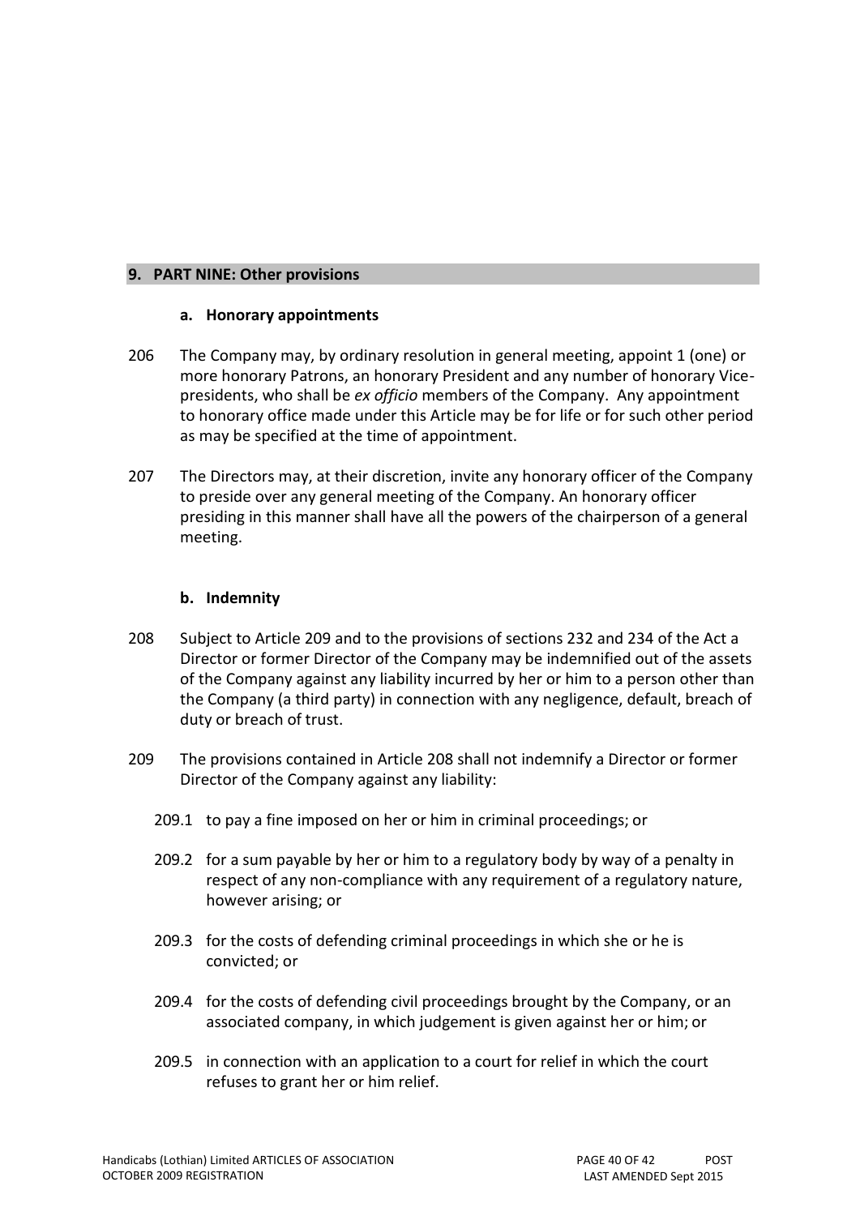## 9. PART NINE: Other provisions

### a. Honorary appointments

206 The Company may, by ordinary resolution in general meeting, appoint 1 (one) or more honorary Patrons, an honorary President and any number of honorary Vice-presidents, who shall be *ex officio* members of the Company. Any appointment to honorary office made under this Article may be for life or for such other period as may be specified at the time of appointment.

207 The Directors may, at their discretion, invite any honorary officer of the Company to preside over any general meeting of the Company. An honorary officer presiding in this manner shall have all the powers of the chairperson of a general meeting.

### b. Indemnity

208 Subject to Article 209 and to the provisions of sections 232 and 234 of the Act a Director or former Director of the Company may be indemnified out of the assets of the Company against any liability incurred by her or him to a person other than the Company (a third party) in connection with any negligence, default, breach of duty or breach of trust.

209 The provisions contained in Article 208 shall not indemnify a Director or former Director of the Company against any liability:

209.1 to pay a fine imposed on her or him in criminal proceedings; or

209.2 for a sum payable by her or him to a regulatory body by way of a penalty in respect of any non-compliance with any requirement of a regulatory nature, however arising; or

209.3 for the costs of defending criminal proceedings in which she or he is convicted; or

209.4 for the costs of defending civil proceedings brought by the Company, or an associated company, in which judgement is given against her or him; or

209.5 in connection with an application to a court for relief in which the court refuses to grant her or him relief.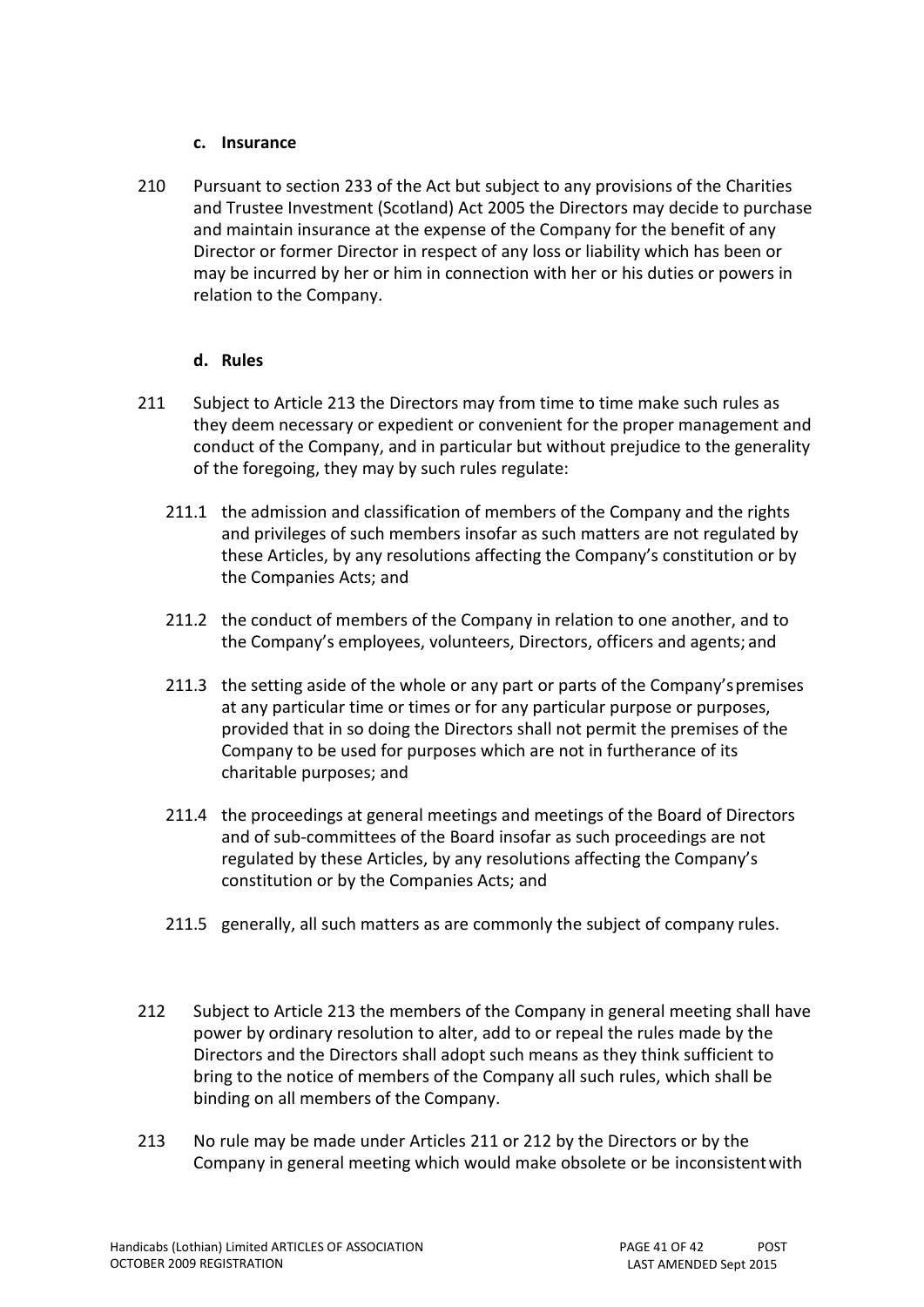#### c. Insurance

210 Pursuant to section 233 of the Act but subject to any provisions of the Charities and Trustee Investment (Scotland) Act 2005 the Directors may decide to purchase and maintain insurance at the expense of the Company for the benefit of any Director or former Director in respect of any loss or liability which has been or may be incurred by her or him in connection with her or his duties or powers in relation to the Company.

#### d. Rules

211 Subject to Article 213 the Directors may from time to time make such rules as they deem necessary or expedient or convenient for the proper management and conduct of the Company, and in particular but without prejudice to the generality of the foregoing, they may by such rules regulate:

211.1 the admission and classification of members of the Company and the rights and privileges of such members insofar as such matters are not regulated by these Articles, by any resolutions affecting the Company's constitution or by the Companies Acts; and

211.2 the conduct of members of the Company in relation to one another, and to the Company's employees, volunteers, Directors, officers and agents; and

211.3 the setting aside of the whole or any part or parts of the Company's premises at any particular time or times or for any particular purpose or purposes, provided that in so doing the Directors shall not permit the premises of the Company to be used for purposes which are not in furtherance of its charitable purposes; and

211.4 the proceedings at general meetings and meetings of the Board of Directors and of sub-committees of the Board insofar as such proceedings are not regulated by these Articles, by any resolutions affecting the Company's constitution or by the Companies Acts; and

211.5 generally, all such matters as are commonly the subject of company rules.

212 Subject to Article 213 the members of the Company in general meeting shall have power by ordinary resolution to alter, add to or repeal the rules made by the Directors and the Directors shall adopt such means as they think sufficient to bring to the notice of members of the Company all such rules, which shall be binding on all members of the Company.

213 No rule may be made under Articles 211 or 212 by the Directors or by the Company in general meeting which would make obsolete or be inconsistent with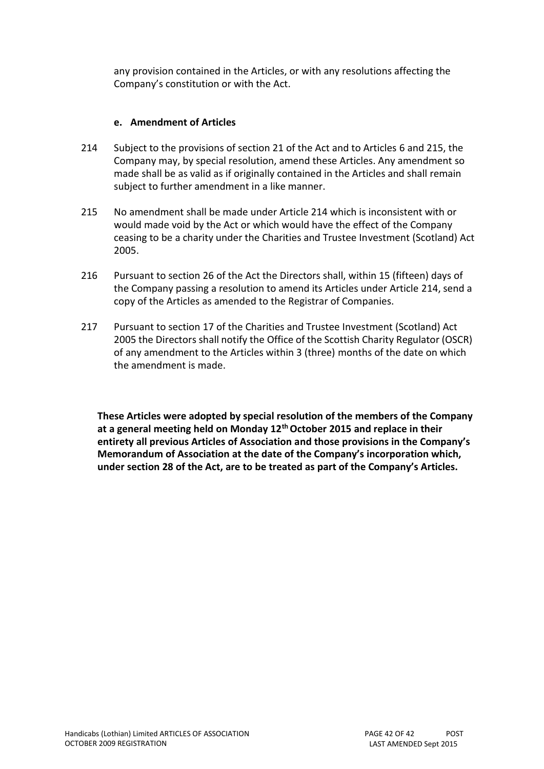any provision contained in the Articles, or with any resolutions affecting the Company's constitution or with the Act.

### e. Amendment of Articles

214 Subject to the provisions of section 21 of the Act and to Articles 6 and 215, the Company may, by special resolution, amend these Articles. Any amendment so made shall be as valid as if originally contained in the Articles and shall remain subject to further amendment in a like manner.

215 No amendment shall be made under Article 214 which is inconsistent with or would made void by the Act or which would have the effect of the Company ceasing to be a charity under the Charities and Trustee Investment (Scotland) Act 2005.

216 Pursuant to section 26 of the Act the Directors shall, within 15 (fifteen) days of the Company passing a resolution to amend its Articles under Article 214, send a copy of the Articles as amended to the Registrar of Companies.

217 Pursuant to section 17 of the Charities and Trustee Investment (Scotland) Act 2005 the Directors shall notify the Office of the Scottish Charity Regulator (OSCR) of any amendment to the Articles within 3 (three) months of the date on which the amendment is made.

**These Articles were adopted by special resolution of the members of the Company at a general meeting held on Monday 12th October 2015 and replace in their entirety all previous Articles of Association and those provisions in the Company's Memorandum of Association at the date of the Company's incorporation which, under section 28 of the Act, are to be treated as part of the Company's Articles.**